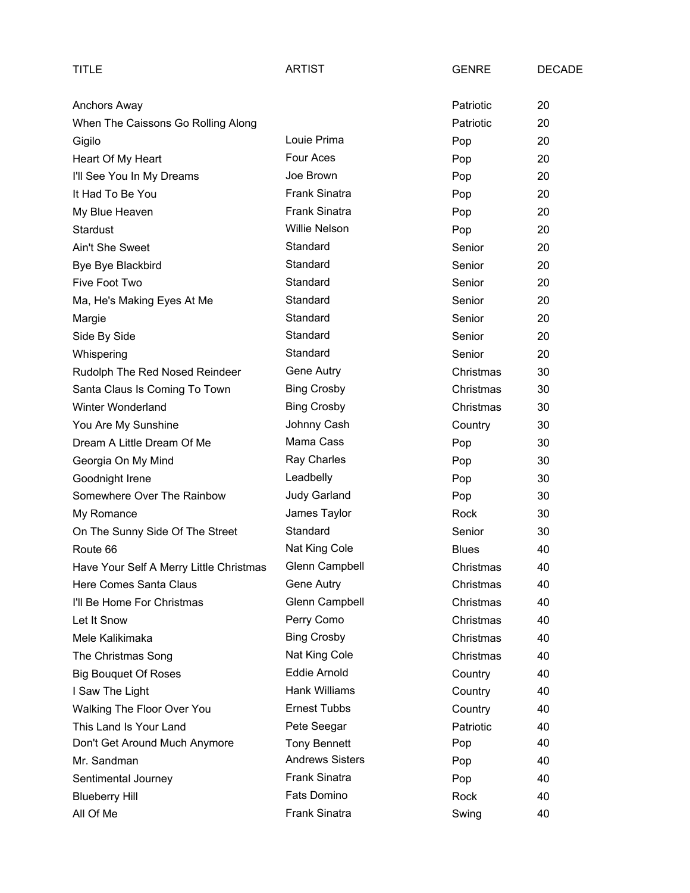| TITLE | ARTIST | GENRE | DECADE |
| --- | --- | --- | --- |
| Anchors Away | | Patriotic | 20 |
| When The Caissons Go Rolling Along | | Patriotic | 20 |
| Gigilo | Louie Prima | Pop | 20 |
| Heart Of My Heart | Four Aces | Pop | 20 |
| I'll See You In My Dreams | Joe Brown | Pop | 20 |
| It Had To Be You | Frank Sinatra | Pop | 20 |
| My Blue Heaven | Frank Sinatra | Pop | 20 |
| Stardust | Willie Nelson | Pop | 20 |
| Ain't She Sweet | Standard | Senior | 20 |
| Bye Bye Blackbird | Standard | Senior | 20 |
| Five Foot Two | Standard | Senior | 20 |
| Ma, He's Making Eyes At Me | Standard | Senior | 20 |
| Margie | Standard | Senior | 20 |
| Side By Side | Standard | Senior | 20 |
| Whispering | Standard | Senior | 20 |
| Rudolph The Red Nosed Reindeer | Gene Autry | Christmas | 30 |
| Santa Claus Is Coming To Town | Bing Crosby | Christmas | 30 |
| Winter Wonderland | Bing Crosby | Christmas | 30 |
| You Are My Sunshine | Johnny Cash | Country | 30 |
| Dream A Little Dream Of Me | Mama Cass | Pop | 30 |
| Georgia On My Mind | Ray Charles | Pop | 30 |
| Goodnight Irene | Leadbelly | Pop | 30 |
| Somewhere Over The Rainbow | Judy Garland | Pop | 30 |
| My Romance | James Taylor | Rock | 30 |
| On The Sunny Side Of The Street | Standard | Senior | 30 |
| Route 66 | Nat King Cole | Blues | 40 |
| Have Your Self A Merry Little Christmas | Glenn Campbell | Christmas | 40 |
| Here Comes Santa Claus | Gene Autry | Christmas | 40 |
| I'll Be Home For Christmas | Glenn Campbell | Christmas | 40 |
| Let It Snow | Perry Como | Christmas | 40 |
| Mele Kalikimaka | Bing Crosby | Christmas | 40 |
| The Christmas Song | Nat King Cole | Christmas | 40 |
| Big Bouquet Of Roses | Eddie Arnold | Country | 40 |
| I Saw The Light | Hank Williams | Country | 40 |
| Walking The Floor Over You | Ernest Tubbs | Country | 40 |
| This Land Is Your Land | Pete Seegar | Patriotic | 40 |
| Don't Get Around Much Anymore | Tony Bennett | Pop | 40 |
| Mr. Sandman | Andrews Sisters | Pop | 40 |
| Sentimental Journey | Frank Sinatra | Pop | 40 |
| Blueberry Hill | Fats Domino | Rock | 40 |
| All Of Me | Frank Sinatra | Swing | 40 |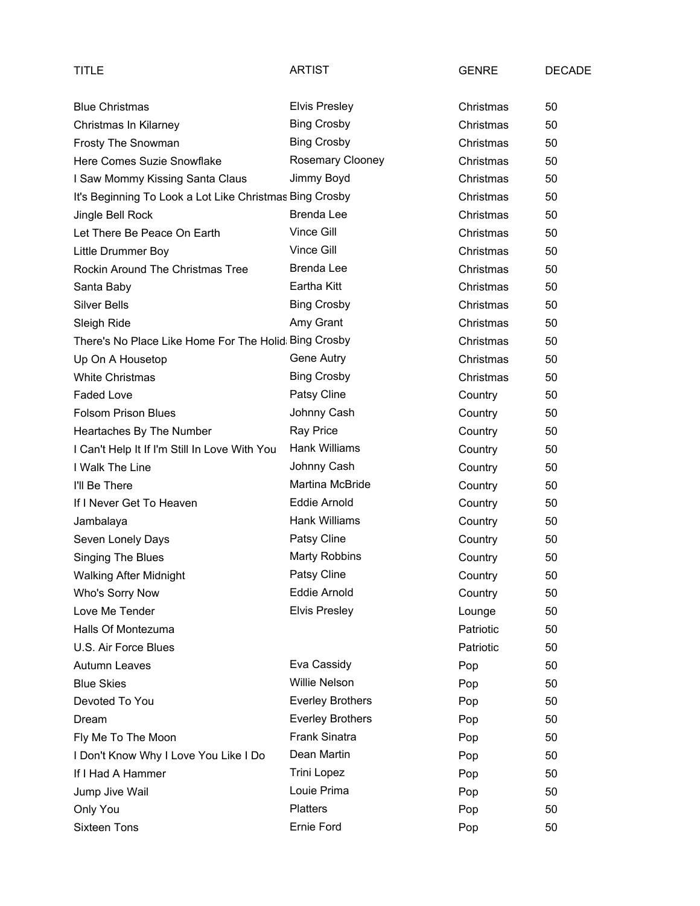| TITLE | ARTIST | GENRE | DECADE |
|---|---|---|---|
| Blue Christmas | Elvis Presley | Christmas | 50 |
| Christmas In Kilarney | Bing Crosby | Christmas | 50 |
| Frosty The Snowman | Bing Crosby | Christmas | 50 |
| Here Comes Suzie Snowflake | Rosemary Clooney | Christmas | 50 |
| I Saw Mommy Kissing Santa Claus | Jimmy Boyd | Christmas | 50 |
| It's Beginning To Look a Lot Like Christmas | Bing Crosby | Christmas | 50 |
| Jingle Bell Rock | Brenda Lee | Christmas | 50 |
| Let There Be Peace On Earth | Vince Gill | Christmas | 50 |
| Little Drummer Boy | Vince Gill | Christmas | 50 |
| Rockin Around The Christmas Tree | Brenda Lee | Christmas | 50 |
| Santa Baby | Eartha Kitt | Christmas | 50 |
| Silver Bells | Bing Crosby | Christmas | 50 |
| Sleigh Ride | Amy Grant | Christmas | 50 |
| There's No Place Like Home For The Holid | Bing Crosby | Christmas | 50 |
| Up On A Housetop | Gene Autry | Christmas | 50 |
| White Christmas | Bing Crosby | Christmas | 50 |
| Faded Love | Patsy Cline | Country | 50 |
| Folsom Prison Blues | Johnny Cash | Country | 50 |
| Heartaches By The Number | Ray Price | Country | 50 |
| I Can't Help It If I'm Still In Love With You | Hank Williams | Country | 50 |
| I Walk The Line | Johnny Cash | Country | 50 |
| I'll Be There | Martina McBride | Country | 50 |
| If I Never Get To Heaven | Eddie Arnold | Country | 50 |
| Jambalaya | Hank Williams | Country | 50 |
| Seven Lonely Days | Patsy Cline | Country | 50 |
| Singing The Blues | Marty Robbins | Country | 50 |
| Walking After Midnight | Patsy Cline | Country | 50 |
| Who's Sorry Now | Eddie Arnold | Country | 50 |
| Love Me Tender | Elvis Presley | Lounge | 50 |
| Halls Of Montezuma | | Patriotic | 50 |
| U.S. Air Force Blues | | Patriotic | 50 |
| Autumn Leaves | Eva Cassidy | Pop | 50 |
| Blue Skies | Willie Nelson | Pop | 50 |
| Devoted To You | Everley Brothers | Pop | 50 |
| Dream | Everley Brothers | Pop | 50 |
| Fly Me To The Moon | Frank Sinatra | Pop | 50 |
| I Don't Know Why I Love You Like I Do | Dean Martin | Pop | 50 |
| If I Had A Hammer | Trini Lopez | Pop | 50 |
| Jump Jive Wail | Louie Prima | Pop | 50 |
| Only You | Platters | Pop | 50 |
| Sixteen Tons | Ernie Ford | Pop | 50 |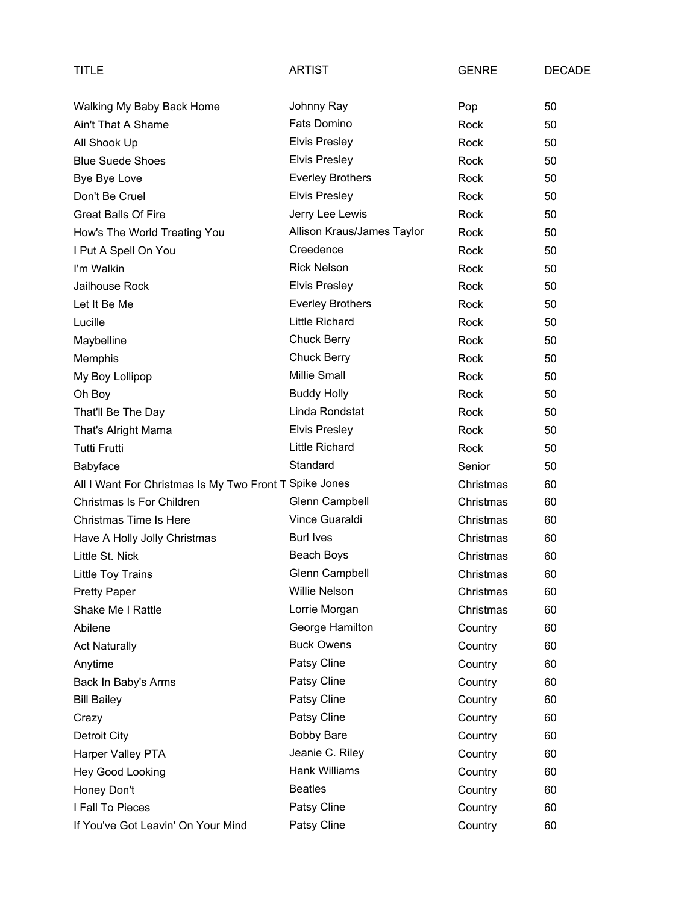| TITLE | ARTIST | GENRE | DECADE |
| --- | --- | --- | --- |
| Walking My Baby Back Home | Johnny Ray | Pop | 50 |
| Ain't That A Shame | Fats Domino | Rock | 50 |
| All Shook Up | Elvis Presley | Rock | 50 |
| Blue Suede Shoes | Elvis Presley | Rock | 50 |
| Bye Bye Love | Everley Brothers | Rock | 50 |
| Don't Be Cruel | Elvis Presley | Rock | 50 |
| Great Balls Of Fire | Jerry Lee Lewis | Rock | 50 |
| How's The World Treating You | Allison Kraus/James Taylor | Rock | 50 |
| I Put A Spell On You | Creedence | Rock | 50 |
| I'm Walkin | Rick Nelson | Rock | 50 |
| Jailhouse Rock | Elvis Presley | Rock | 50 |
| Let It Be Me | Everley Brothers | Rock | 50 |
| Lucille | Little Richard | Rock | 50 |
| Maybelline | Chuck Berry | Rock | 50 |
| Memphis | Chuck Berry | Rock | 50 |
| My Boy Lollipop | Millie Small | Rock | 50 |
| Oh Boy | Buddy Holly | Rock | 50 |
| That'll Be The Day | Linda Rondstat | Rock | 50 |
| That's Alright Mama | Elvis Presley | Rock | 50 |
| Tutti Frutti | Little Richard | Rock | 50 |
| Babyface | Standard | Senior | 50 |
| All I Want For Christmas Is My Two Front T | Spike Jones | Christmas | 60 |
| Christmas Is For Children | Glenn Campbell | Christmas | 60 |
| Christmas Time Is Here | Vince Guaraldi | Christmas | 60 |
| Have A Holly Jolly Christmas | Burl Ives | Christmas | 60 |
| Little St. Nick | Beach Boys | Christmas | 60 |
| Little Toy Trains | Glenn Campbell | Christmas | 60 |
| Pretty Paper | Willie Nelson | Christmas | 60 |
| Shake Me I Rattle | Lorrie Morgan | Christmas | 60 |
| Abilene | George Hamilton | Country | 60 |
| Act Naturally | Buck Owens | Country | 60 |
| Anytime | Patsy Cline | Country | 60 |
| Back In Baby's Arms | Patsy Cline | Country | 60 |
| Bill Bailey | Patsy Cline | Country | 60 |
| Crazy | Patsy Cline | Country | 60 |
| Detroit City | Bobby Bare | Country | 60 |
| Harper Valley PTA | Jeanie C. Riley | Country | 60 |
| Hey Good Looking | Hank Williams | Country | 60 |
| Honey Don't | Beatles | Country | 60 |
| I Fall To Pieces | Patsy Cline | Country | 60 |
| If You've Got Leavin' On Your Mind | Patsy Cline | Country | 60 |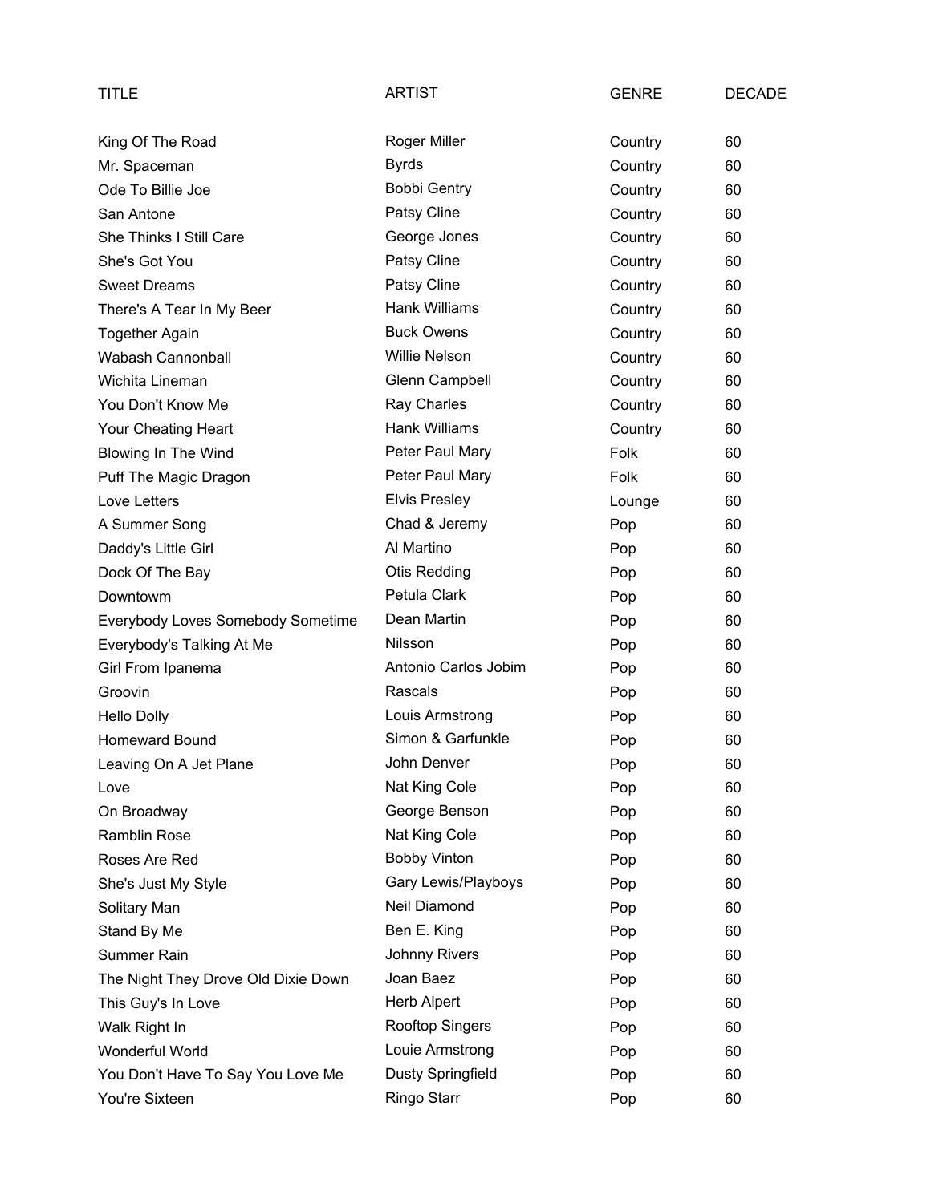| TITLE | ARTIST | GENRE | DECADE |
|---|---|---|---|
| King Of The Road | Roger Miller | Country | 60 |
| Mr. Spaceman | Byrds | Country | 60 |
| Ode To Billie Joe | Bobbi Gentry | Country | 60 |
| San Antone | Patsy Cline | Country | 60 |
| She Thinks I Still Care | George Jones | Country | 60 |
| She's Got You | Patsy Cline | Country | 60 |
| Sweet Dreams | Patsy Cline | Country | 60 |
| There's A Tear In My Beer | Hank Williams | Country | 60 |
| Together Again | Buck Owens | Country | 60 |
| Wabash Cannonball | Willie Nelson | Country | 60 |
| Wichita Lineman | Glenn Campbell | Country | 60 |
| You Don't Know Me | Ray Charles | Country | 60 |
| Your Cheating Heart | Hank Williams | Country | 60 |
| Blowing In The Wind | Peter Paul Mary | Folk | 60 |
| Puff The Magic Dragon | Peter Paul Mary | Folk | 60 |
| Love Letters | Elvis Presley | Lounge | 60 |
| A Summer Song | Chad & Jeremy | Pop | 60 |
| Daddy's Little Girl | Al Martino | Pop | 60 |
| Dock Of The Bay | Otis Redding | Pop | 60 |
| Downtowm | Petula Clark | Pop | 60 |
| Everybody Loves Somebody Sometime | Dean Martin | Pop | 60 |
| Everybody's Talking At Me | Nilsson | Pop | 60 |
| Girl From Ipanema | Antonio Carlos Jobim | Pop | 60 |
| Groovin | Rascals | Pop | 60 |
| Hello Dolly | Louis Armstrong | Pop | 60 |
| Homeward Bound | Simon & Garfunkle | Pop | 60 |
| Leaving On A Jet Plane | John Denver | Pop | 60 |
| Love | Nat King Cole | Pop | 60 |
| On Broadway | George Benson | Pop | 60 |
| Ramblin Rose | Nat King Cole | Pop | 60 |
| Roses Are Red | Bobby Vinton | Pop | 60 |
| She's Just My Style | Gary Lewis/Playboys | Pop | 60 |
| Solitary Man | Neil Diamond | Pop | 60 |
| Stand By Me | Ben E. King | Pop | 60 |
| Summer Rain | Johnny Rivers | Pop | 60 |
| The Night They Drove Old Dixie Down | Joan Baez | Pop | 60 |
| This Guy's In Love | Herb Alpert | Pop | 60 |
| Walk Right In | Rooftop Singers | Pop | 60 |
| Wonderful World | Louie Armstrong | Pop | 60 |
| You Don't Have To Say You Love Me | Dusty Springfield | Pop | 60 |
| You're Sixteen | Ringo Starr | Pop | 60 |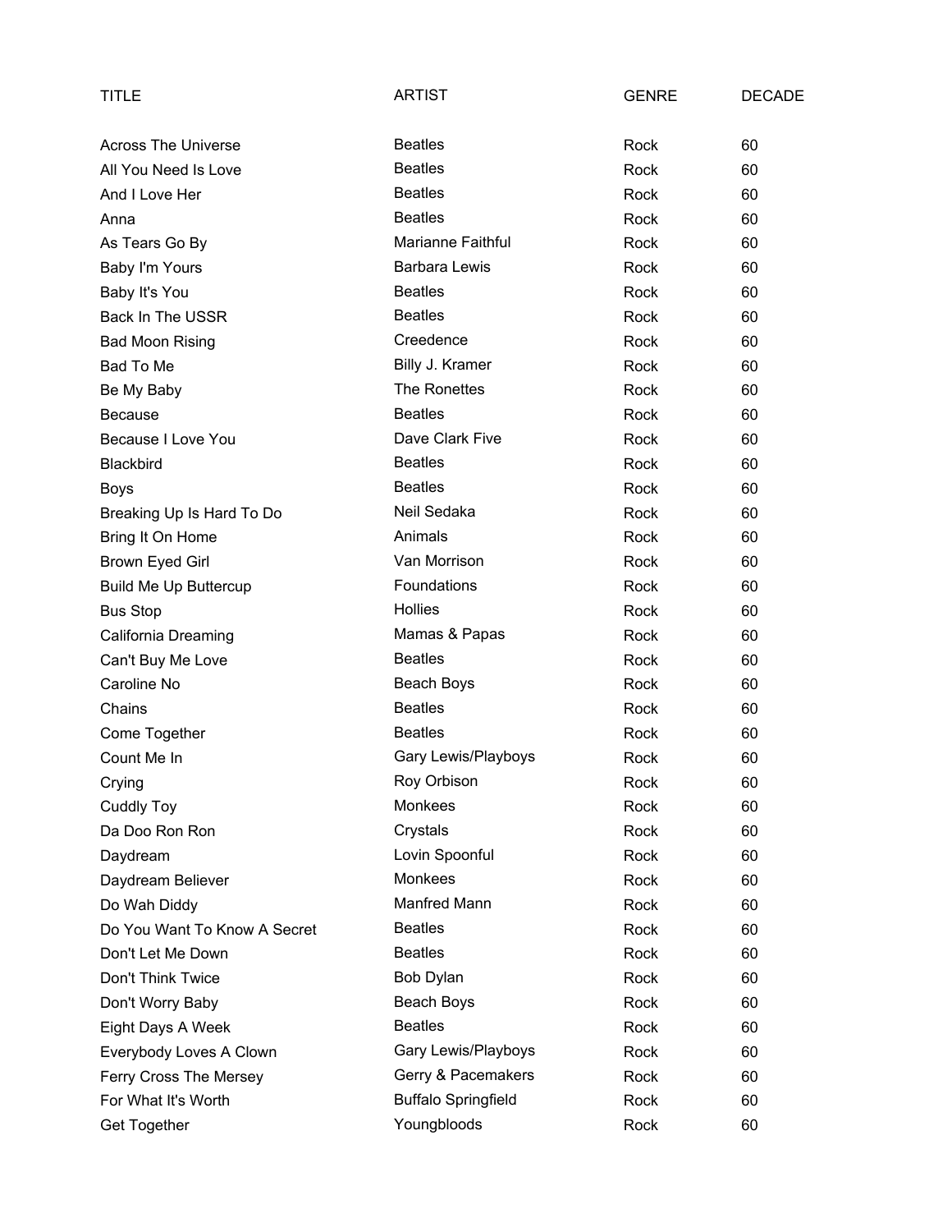| TITLE | ARTIST | GENRE | DECADE |
|---|---|---|---|
| Across The Universe | Beatles | Rock | 60 |
| All You Need Is Love | Beatles | Rock | 60 |
| And I Love Her | Beatles | Rock | 60 |
| Anna | Beatles | Rock | 60 |
| As Tears Go By | Marianne Faithful | Rock | 60 |
| Baby I'm Yours | Barbara Lewis | Rock | 60 |
| Baby It's You | Beatles | Rock | 60 |
| Back In The USSR | Beatles | Rock | 60 |
| Bad Moon Rising | Creedence | Rock | 60 |
| Bad To Me | Billy J. Kramer | Rock | 60 |
| Be My Baby | The Ronettes | Rock | 60 |
| Because | Beatles | Rock | 60 |
| Because I Love You | Dave Clark Five | Rock | 60 |
| Blackbird | Beatles | Rock | 60 |
| Boys | Beatles | Rock | 60 |
| Breaking Up Is Hard To Do | Neil Sedaka | Rock | 60 |
| Bring It On Home | Animals | Rock | 60 |
| Brown Eyed Girl | Van Morrison | Rock | 60 |
| Build Me Up Buttercup | Foundations | Rock | 60 |
| Bus Stop | Hollies | Rock | 60 |
| California Dreaming | Mamas & Papas | Rock | 60 |
| Can't Buy Me Love | Beatles | Rock | 60 |
| Caroline No | Beach Boys | Rock | 60 |
| Chains | Beatles | Rock | 60 |
| Come Together | Beatles | Rock | 60 |
| Count Me In | Gary Lewis/Playboys | Rock | 60 |
| Crying | Roy Orbison | Rock | 60 |
| Cuddly Toy | Monkees | Rock | 60 |
| Da Doo Ron Ron | Crystals | Rock | 60 |
| Daydream | Lovin Spoonful | Rock | 60 |
| Daydream Believer | Monkees | Rock | 60 |
| Do Wah Diddy | Manfred Mann | Rock | 60 |
| Do You Want To Know A Secret | Beatles | Rock | 60 |
| Don't Let Me Down | Beatles | Rock | 60 |
| Don't Think Twice | Bob Dylan | Rock | 60 |
| Don't Worry Baby | Beach Boys | Rock | 60 |
| Eight Days A Week | Beatles | Rock | 60 |
| Everybody Loves A Clown | Gary Lewis/Playboys | Rock | 60 |
| Ferry Cross The Mersey | Gerry & Pacemakers | Rock | 60 |
| For What It's Worth | Buffalo Springfield | Rock | 60 |
| Get Together | Youngbloods | Rock | 60 |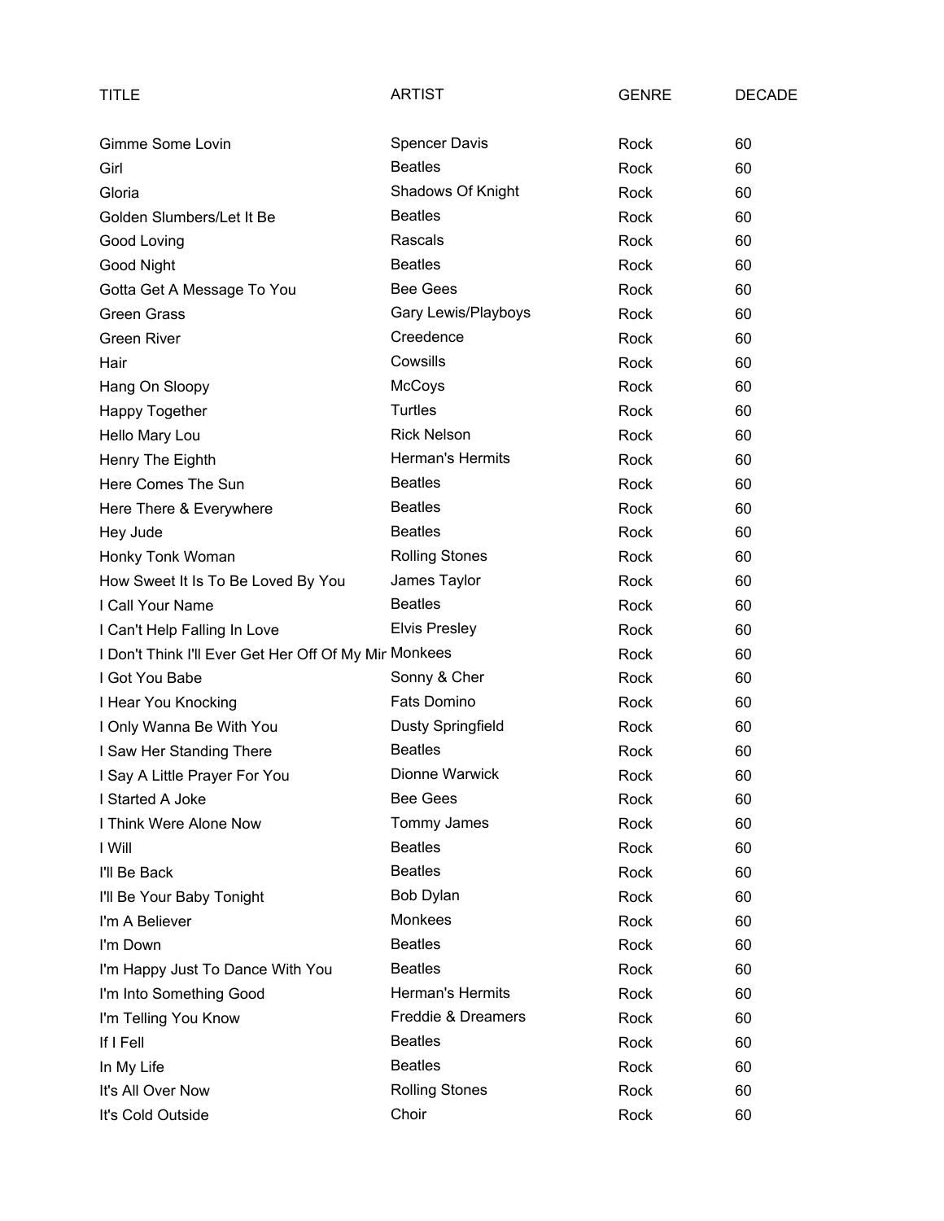| TITLE | ARTIST | GENRE | DECADE |
| --- | --- | --- | --- |
| Gimme Some Lovin | Spencer Davis | Rock | 60 |
| Girl | Beatles | Rock | 60 |
| Gloria | Shadows Of Knight | Rock | 60 |
| Golden Slumbers/Let It Be | Beatles | Rock | 60 |
| Good Loving | Rascals | Rock | 60 |
| Good Night | Beatles | Rock | 60 |
| Gotta Get A Message To You | Bee Gees | Rock | 60 |
| Green Grass | Gary Lewis/Playboys | Rock | 60 |
| Green River | Creedence | Rock | 60 |
| Hair | Cowsills | Rock | 60 |
| Hang On Sloopy | McCoys | Rock | 60 |
| Happy Together | Turtles | Rock | 60 |
| Hello Mary Lou | Rick Nelson | Rock | 60 |
| Henry The Eighth | Herman's Hermits | Rock | 60 |
| Here Comes The Sun | Beatles | Rock | 60 |
| Here There & Everywhere | Beatles | Rock | 60 |
| Hey Jude | Beatles | Rock | 60 |
| Honky Tonk Woman | Rolling Stones | Rock | 60 |
| How Sweet It Is To Be Loved By You | James Taylor | Rock | 60 |
| I Call Your Name | Beatles | Rock | 60 |
| I Can't Help Falling In Love | Elvis Presley | Rock | 60 |
| I Don't Think I'll Ever Get Her Off Of My Mir | Monkees | Rock | 60 |
| I Got You Babe | Sonny & Cher | Rock | 60 |
| I Hear You Knocking | Fats Domino | Rock | 60 |
| I Only Wanna Be With You | Dusty Springfield | Rock | 60 |
| I Saw Her Standing There | Beatles | Rock | 60 |
| I Say A Little Prayer For You | Dionne Warwick | Rock | 60 |
| I Started A Joke | Bee Gees | Rock | 60 |
| I Think Were Alone Now | Tommy James | Rock | 60 |
| I Will | Beatles | Rock | 60 |
| I'll Be Back | Beatles | Rock | 60 |
| I'll Be Your Baby Tonight | Bob Dylan | Rock | 60 |
| I'm A Believer | Monkees | Rock | 60 |
| I'm Down | Beatles | Rock | 60 |
| I'm Happy Just To Dance With You | Beatles | Rock | 60 |
| I'm Into Something Good | Herman's Hermits | Rock | 60 |
| I'm Telling You Know | Freddie & Dreamers | Rock | 60 |
| If I Fell | Beatles | Rock | 60 |
| In My Life | Beatles | Rock | 60 |
| It's All Over Now | Rolling Stones | Rock | 60 |
| It's Cold Outside | Choir | Rock | 60 |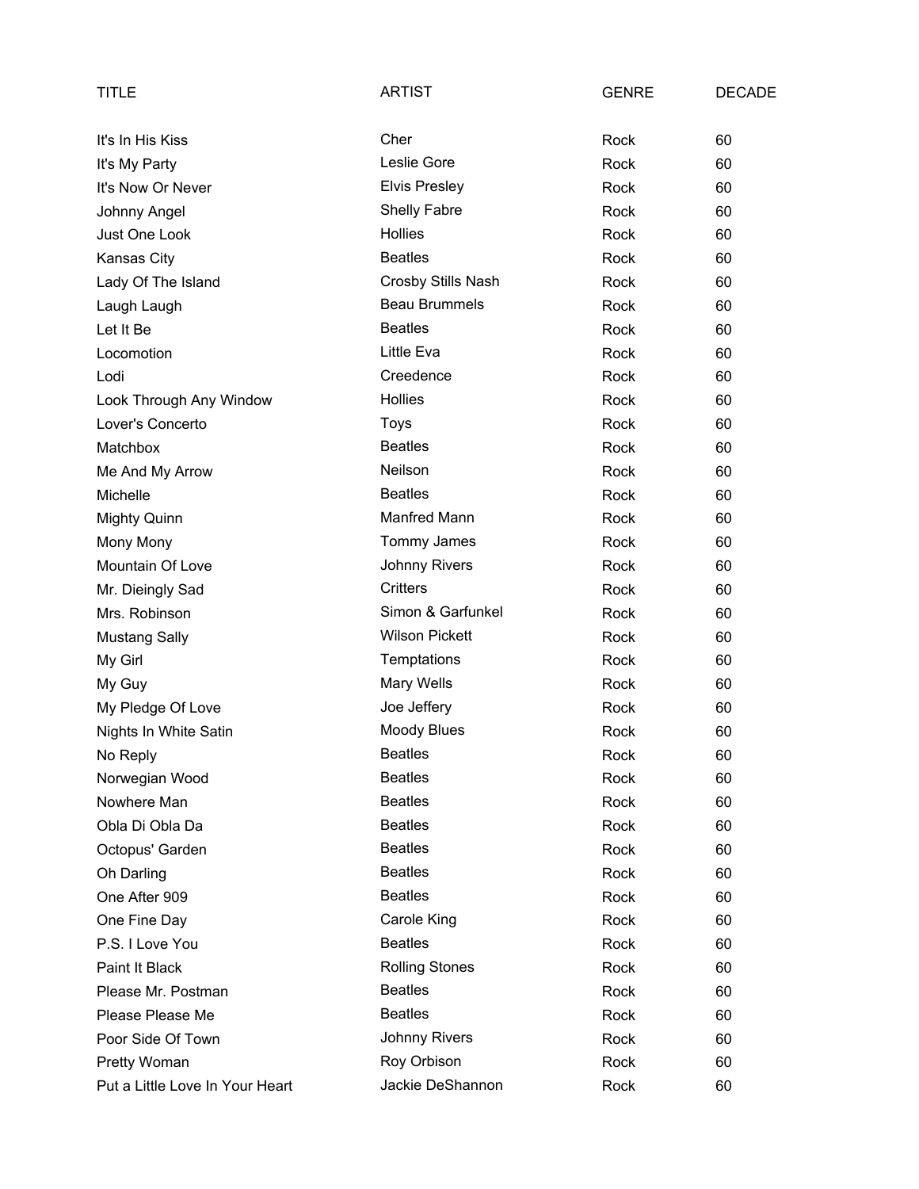| TITLE | ARTIST | GENRE | DECADE |
|---|---|---|---|
| It's In His Kiss | Cher | Rock | 60 |
| It's My Party | Leslie Gore | Rock | 60 |
| It's Now Or Never | Elvis Presley | Rock | 60 |
| Johnny Angel | Shelly Fabre | Rock | 60 |
| Just One Look | Hollies | Rock | 60 |
| Kansas City | Beatles | Rock | 60 |
| Lady Of The Island | Crosby Stills Nash | Rock | 60 |
| Laugh Laugh | Beau Brummels | Rock | 60 |
| Let It Be | Beatles | Rock | 60 |
| Locomotion | Little Eva | Rock | 60 |
| Lodi | Creedence | Rock | 60 |
| Look Through Any Window | Hollies | Rock | 60 |
| Lover's Concerto | Toys | Rock | 60 |
| Matchbox | Beatles | Rock | 60 |
| Me And My Arrow | Neilson | Rock | 60 |
| Michelle | Beatles | Rock | 60 |
| Mighty Quinn | Manfred Mann | Rock | 60 |
| Mony Mony | Tommy James | Rock | 60 |
| Mountain Of Love | Johnny Rivers | Rock | 60 |
| Mr. Dieingly Sad | Critters | Rock | 60 |
| Mrs. Robinson | Simon & Garfunkel | Rock | 60 |
| Mustang Sally | Wilson Pickett | Rock | 60 |
| My Girl | Temptations | Rock | 60 |
| My Guy | Mary Wells | Rock | 60 |
| My Pledge Of Love | Joe Jeffery | Rock | 60 |
| Nights In White Satin | Moody Blues | Rock | 60 |
| No Reply | Beatles | Rock | 60 |
| Norwegian Wood | Beatles | Rock | 60 |
| Nowhere Man | Beatles | Rock | 60 |
| Obla Di Obla Da | Beatles | Rock | 60 |
| Octopus' Garden | Beatles | Rock | 60 |
| Oh Darling | Beatles | Rock | 60 |
| One After 909 | Beatles | Rock | 60 |
| One Fine Day | Carole King | Rock | 60 |
| P.S. I Love You | Beatles | Rock | 60 |
| Paint It Black | Rolling Stones | Rock | 60 |
| Please Mr. Postman | Beatles | Rock | 60 |
| Please Please Me | Beatles | Rock | 60 |
| Poor Side Of Town | Johnny Rivers | Rock | 60 |
| Pretty Woman | Roy Orbison | Rock | 60 |
| Put a Little Love In Your Heart | Jackie DeShannon | Rock | 60 |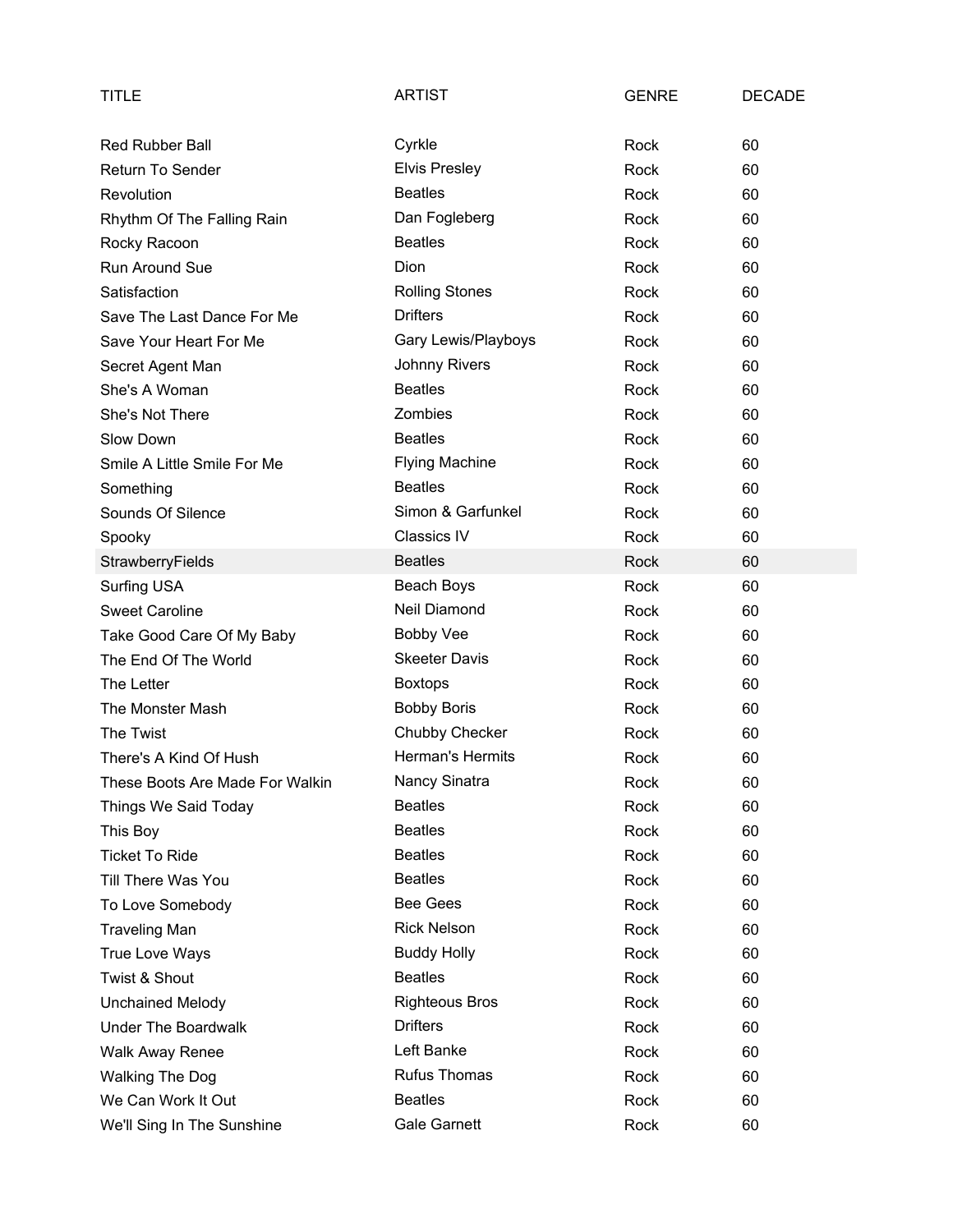| TITLE | ARTIST | GENRE | DECADE |
|---|---|---|---|
| Red Rubber Ball | Cyrkle | Rock | 60 |
| Return To Sender | Elvis Presley | Rock | 60 |
| Revolution | Beatles | Rock | 60 |
| Rhythm Of The Falling Rain | Dan Fogleberg | Rock | 60 |
| Rocky Racoon | Beatles | Rock | 60 |
| Run Around Sue | Dion | Rock | 60 |
| Satisfaction | Rolling Stones | Rock | 60 |
| Save The Last Dance For Me | Drifters | Rock | 60 |
| Save Your Heart For Me | Gary Lewis/Playboys | Rock | 60 |
| Secret Agent Man | Johnny Rivers | Rock | 60 |
| She's A Woman | Beatles | Rock | 60 |
| She's Not There | Zombies | Rock | 60 |
| Slow Down | Beatles | Rock | 60 |
| Smile A Little Smile For Me | Flying Machine | Rock | 60 |
| Something | Beatles | Rock | 60 |
| Sounds Of Silence | Simon & Garfunkel | Rock | 60 |
| Spooky | Classics IV | Rock | 60 |
| StrawberryFields | Beatles | Rock | 60 |
| Surfing USA | Beach Boys | Rock | 60 |
| Sweet Caroline | Neil Diamond | Rock | 60 |
| Take Good Care Of My Baby | Bobby Vee | Rock | 60 |
| The End Of The World | Skeeter Davis | Rock | 60 |
| The Letter | Boxtops | Rock | 60 |
| The Monster Mash | Bobby Boris | Rock | 60 |
| The Twist | Chubby Checker | Rock | 60 |
| There's A Kind Of Hush | Herman's Hermits | Rock | 60 |
| These Boots Are Made For Walkin | Nancy Sinatra | Rock | 60 |
| Things We Said Today | Beatles | Rock | 60 |
| This Boy | Beatles | Rock | 60 |
| Ticket To Ride | Beatles | Rock | 60 |
| Till There Was You | Beatles | Rock | 60 |
| To Love Somebody | Bee Gees | Rock | 60 |
| Traveling Man | Rick Nelson | Rock | 60 |
| True Love Ways | Buddy Holly | Rock | 60 |
| Twist & Shout | Beatles | Rock | 60 |
| Unchained Melody | Righteous Bros | Rock | 60 |
| Under The Boardwalk | Drifters | Rock | 60 |
| Walk Away Renee | Left Banke | Rock | 60 |
| Walking The Dog | Rufus Thomas | Rock | 60 |
| We Can Work It Out | Beatles | Rock | 60 |
| We'll Sing In The Sunshine | Gale Garnett | Rock | 60 |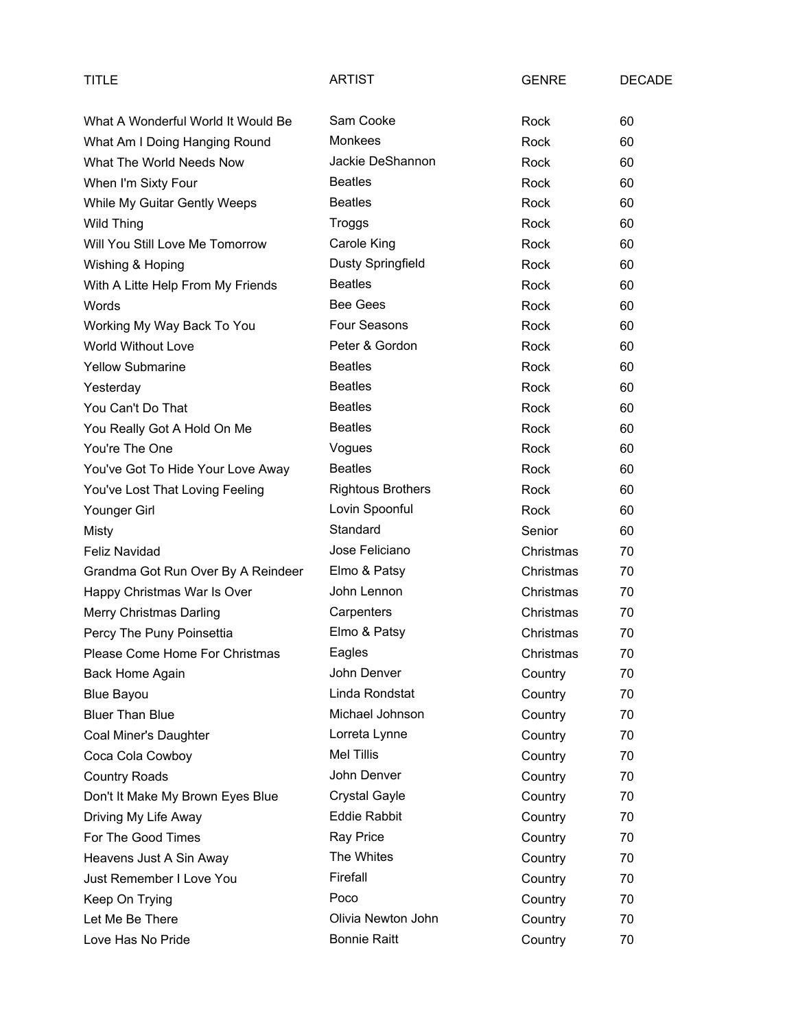| TITLE | ARTIST | GENRE | DECADE |
|---|---|---|---|
| What A Wonderful World It Would Be | Sam Cooke | Rock | 60 |
| What Am I Doing Hanging Round | Monkees | Rock | 60 |
| What The World Needs Now | Jackie DeShannon | Rock | 60 |
| When I'm Sixty Four | Beatles | Rock | 60 |
| While My Guitar Gently Weeps | Beatles | Rock | 60 |
| Wild Thing | Troggs | Rock | 60 |
| Will You Still Love Me Tomorrow | Carole King | Rock | 60 |
| Wishing & Hoping | Dusty Springfield | Rock | 60 |
| With A Litte Help From My Friends | Beatles | Rock | 60 |
| Words | Bee Gees | Rock | 60 |
| Working My Way Back To You | Four Seasons | Rock | 60 |
| World Without Love | Peter & Gordon | Rock | 60 |
| Yellow Submarine | Beatles | Rock | 60 |
| Yesterday | Beatles | Rock | 60 |
| You Can't Do That | Beatles | Rock | 60 |
| You Really Got A Hold On Me | Beatles | Rock | 60 |
| You're The One | Vogues | Rock | 60 |
| You've Got To Hide Your Love Away | Beatles | Rock | 60 |
| You've Lost That Loving Feeling | Rightous Brothers | Rock | 60 |
| Younger Girl | Lovin Spoonful | Rock | 60 |
| Misty | Standard | Senior | 60 |
| Feliz Navidad | Jose Feliciano | Christmas | 70 |
| Grandma Got Run Over By A Reindeer | Elmo & Patsy | Christmas | 70 |
| Happy Christmas War Is Over | John Lennon | Christmas | 70 |
| Merry Christmas Darling | Carpenters | Christmas | 70 |
| Percy The Puny Poinsettia | Elmo & Patsy | Christmas | 70 |
| Please Come Home For Christmas | Eagles | Christmas | 70 |
| Back Home Again | John Denver | Country | 70 |
| Blue Bayou | Linda Rondstat | Country | 70 |
| Bluer Than Blue | Michael Johnson | Country | 70 |
| Coal Miner's Daughter | Lorreta Lynne | Country | 70 |
| Coca Cola Cowboy | Mel Tillis | Country | 70 |
| Country Roads | John Denver | Country | 70 |
| Don't It Make My Brown Eyes Blue | Crystal Gayle | Country | 70 |
| Driving My Life Away | Eddie Rabbit | Country | 70 |
| For The Good Times | Ray Price | Country | 70 |
| Heavens Just A Sin Away | The Whites | Country | 70 |
| Just Remember I Love You | Firefall | Country | 70 |
| Keep On Trying | Poco | Country | 70 |
| Let Me Be There | Olivia Newton John | Country | 70 |
| Love Has No Pride | Bonnie Raitt | Country | 70 |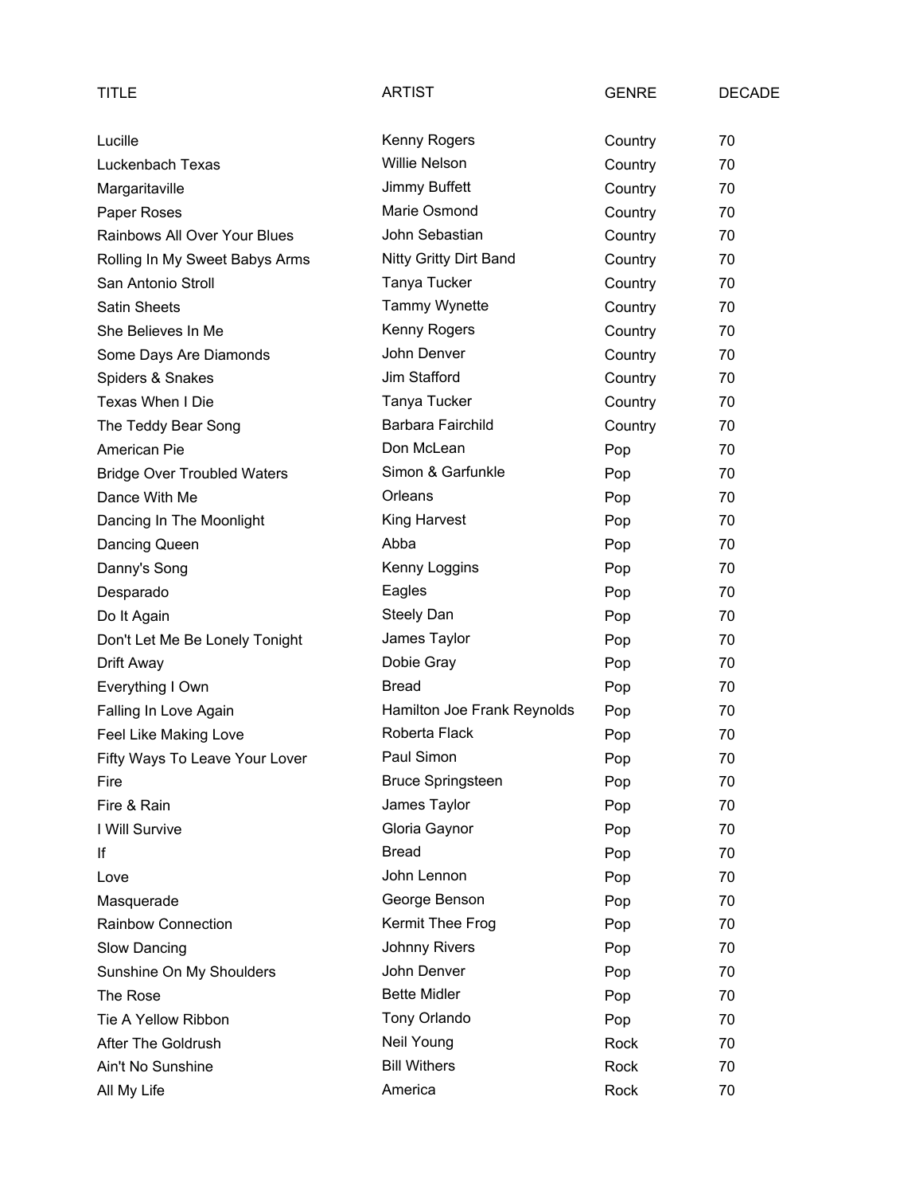| TITLE | ARTIST | GENRE | DECADE |
|---|---|---|---|
| Lucille | Kenny Rogers | Country | 70 |
| Luckenbach Texas | Willie Nelson | Country | 70 |
| Margaritaville | Jimmy Buffett | Country | 70 |
| Paper Roses | Marie Osmond | Country | 70 |
| Rainbows All Over Your Blues | John Sebastian | Country | 70 |
| Rolling In My Sweet Babys Arms | Nitty Gritty Dirt Band | Country | 70 |
| San Antonio Stroll | Tanya Tucker | Country | 70 |
| Satin Sheets | Tammy Wynette | Country | 70 |
| She Believes In Me | Kenny Rogers | Country | 70 |
| Some Days Are Diamonds | John Denver | Country | 70 |
| Spiders & Snakes | Jim Stafford | Country | 70 |
| Texas When I Die | Tanya Tucker | Country | 70 |
| The Teddy Bear Song | Barbara Fairchild | Country | 70 |
| American Pie | Don McLean | Pop | 70 |
| Bridge Over Troubled Waters | Simon & Garfunkle | Pop | 70 |
| Dance With Me | Orleans | Pop | 70 |
| Dancing In The Moonlight | King Harvest | Pop | 70 |
| Dancing Queen | Abba | Pop | 70 |
| Danny's Song | Kenny Loggins | Pop | 70 |
| Desparado | Eagles | Pop | 70 |
| Do It Again | Steely Dan | Pop | 70 |
| Don't Let Me Be Lonely Tonight | James Taylor | Pop | 70 |
| Drift Away | Dobie Gray | Pop | 70 |
| Everything I Own | Bread | Pop | 70 |
| Falling In Love Again | Hamilton Joe Frank Reynolds | Pop | 70 |
| Feel Like Making Love | Roberta Flack | Pop | 70 |
| Fifty Ways To Leave Your Lover | Paul Simon | Pop | 70 |
| Fire | Bruce Springsteen | Pop | 70 |
| Fire & Rain | James Taylor | Pop | 70 |
| I Will Survive | Gloria Gaynor | Pop | 70 |
| If | Bread | Pop | 70 |
| Love | John Lennon | Pop | 70 |
| Masquerade | George Benson | Pop | 70 |
| Rainbow Connection | Kermit Thee Frog | Pop | 70 |
| Slow Dancing | Johnny Rivers | Pop | 70 |
| Sunshine On My Shoulders | John Denver | Pop | 70 |
| The Rose | Bette Midler | Pop | 70 |
| Tie A Yellow Ribbon | Tony Orlando | Pop | 70 |
| After The Goldrush | Neil Young | Rock | 70 |
| Ain't No Sunshine | Bill Withers | Rock | 70 |
| All My Life | America | Rock | 70 |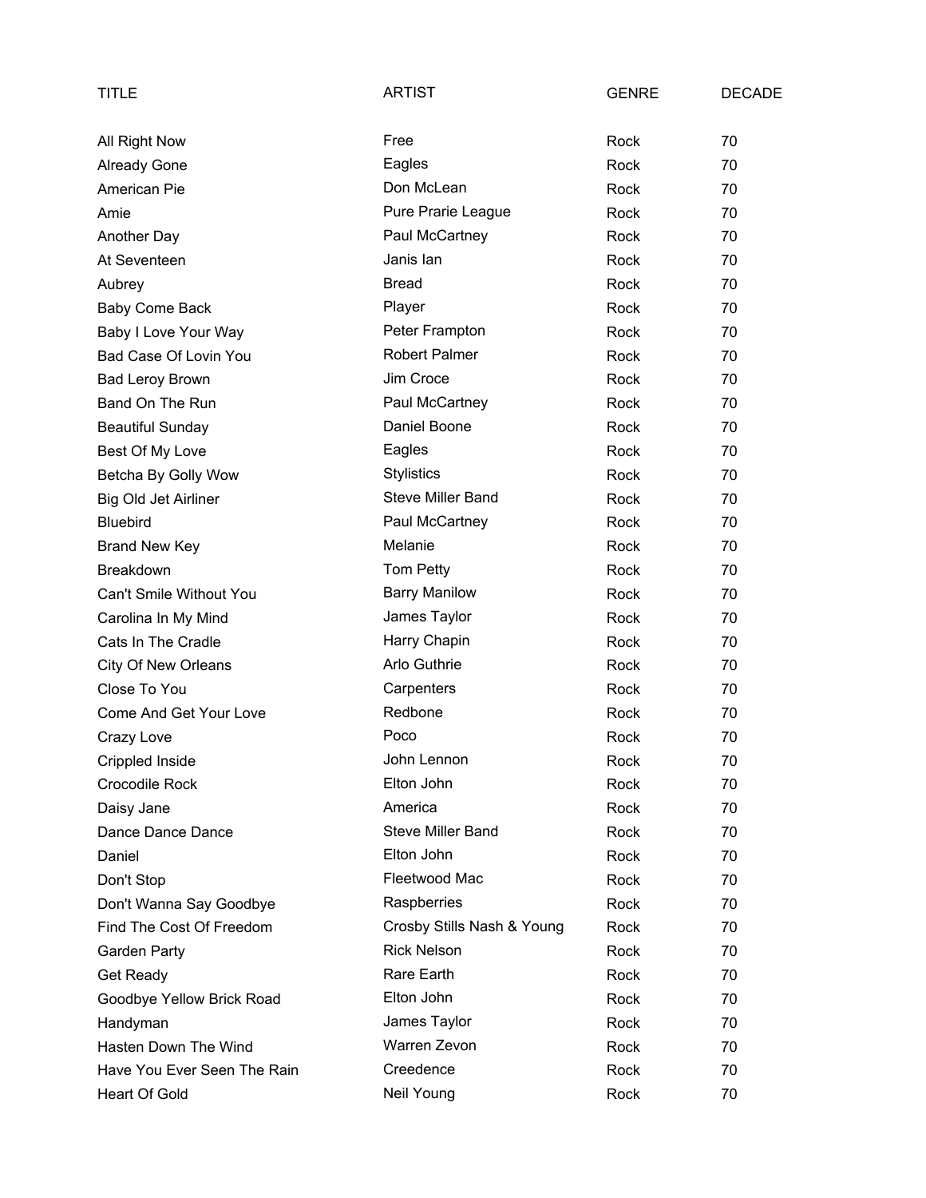| TITLE | ARTIST | GENRE | DECADE |
| --- | --- | --- | --- |
| All Right Now | Free | Rock | 70 |
| Already Gone | Eagles | Rock | 70 |
| American Pie | Don McLean | Rock | 70 |
| Amie | Pure Prarie League | Rock | 70 |
| Another Day | Paul McCartney | Rock | 70 |
| At Seventeen | Janis Ian | Rock | 70 |
| Aubrey | Bread | Rock | 70 |
| Baby Come Back | Player | Rock | 70 |
| Baby I Love Your Way | Peter Frampton | Rock | 70 |
| Bad Case Of Lovin You | Robert Palmer | Rock | 70 |
| Bad Leroy Brown | Jim Croce | Rock | 70 |
| Band On The Run | Paul McCartney | Rock | 70 |
| Beautiful Sunday | Daniel Boone | Rock | 70 |
| Best Of My Love | Eagles | Rock | 70 |
| Betcha By Golly Wow | Stylistics | Rock | 70 |
| Big Old Jet Airliner | Steve Miller Band | Rock | 70 |
| Bluebird | Paul McCartney | Rock | 70 |
| Brand New Key | Melanie | Rock | 70 |
| Breakdown | Tom Petty | Rock | 70 |
| Can't Smile Without You | Barry Manilow | Rock | 70 |
| Carolina In My Mind | James Taylor | Rock | 70 |
| Cats In The Cradle | Harry Chapin | Rock | 70 |
| City Of New Orleans | Arlo Guthrie | Rock | 70 |
| Close To You | Carpenters | Rock | 70 |
| Come And Get Your Love | Redbone | Rock | 70 |
| Crazy Love | Poco | Rock | 70 |
| Crippled Inside | John Lennon | Rock | 70 |
| Crocodile Rock | Elton John | Rock | 70 |
| Daisy Jane | America | Rock | 70 |
| Dance Dance Dance | Steve Miller Band | Rock | 70 |
| Daniel | Elton John | Rock | 70 |
| Don't Stop | Fleetwood Mac | Rock | 70 |
| Don't Wanna Say Goodbye | Raspberries | Rock | 70 |
| Find The Cost Of Freedom | Crosby Stills Nash & Young | Rock | 70 |
| Garden Party | Rick Nelson | Rock | 70 |
| Get Ready | Rare Earth | Rock | 70 |
| Goodbye Yellow Brick Road | Elton John | Rock | 70 |
| Handyman | James Taylor | Rock | 70 |
| Hasten Down The Wind | Warren Zevon | Rock | 70 |
| Have You Ever Seen The Rain | Creedence | Rock | 70 |
| Heart Of Gold | Neil Young | Rock | 70 |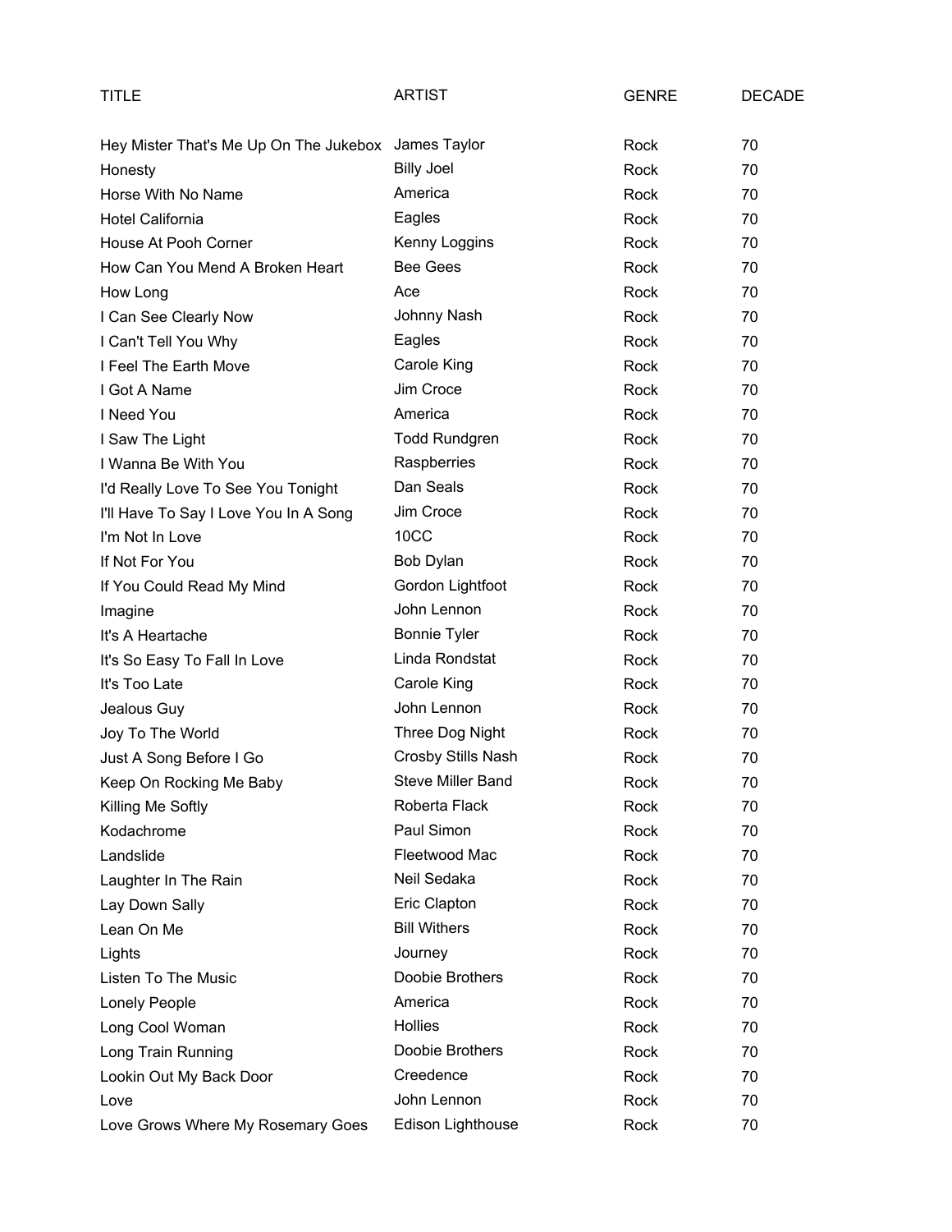| TITLE | ARTIST | GENRE | DECADE |
| --- | --- | --- | --- |
| Hey Mister That's Me Up On The Jukebox | James Taylor | Rock | 70 |
| Honesty | Billy Joel | Rock | 70 |
| Horse With No Name | America | Rock | 70 |
| Hotel California | Eagles | Rock | 70 |
| House At Pooh Corner | Kenny Loggins | Rock | 70 |
| How Can You Mend A Broken Heart | Bee Gees | Rock | 70 |
| How Long | Ace | Rock | 70 |
| I Can See Clearly Now | Johnny Nash | Rock | 70 |
| I Can't Tell You Why | Eagles | Rock | 70 |
| I Feel The Earth Move | Carole King | Rock | 70 |
| I Got A Name | Jim Croce | Rock | 70 |
| I Need You | America | Rock | 70 |
| I Saw The Light | Todd Rundgren | Rock | 70 |
| I Wanna Be With You | Raspberries | Rock | 70 |
| I'd Really Love To See You Tonight | Dan Seals | Rock | 70 |
| I'll Have To Say I Love You In A Song | Jim Croce | Rock | 70 |
| I'm Not In Love | 10CC | Rock | 70 |
| If Not For You | Bob Dylan | Rock | 70 |
| If You Could Read My Mind | Gordon Lightfoot | Rock | 70 |
| Imagine | John Lennon | Rock | 70 |
| It's A Heartache | Bonnie Tyler | Rock | 70 |
| It's So Easy To Fall In Love | Linda Rondstat | Rock | 70 |
| It's Too Late | Carole King | Rock | 70 |
| Jealous Guy | John Lennon | Rock | 70 |
| Joy To The World | Three Dog Night | Rock | 70 |
| Just A Song Before I Go | Crosby Stills Nash | Rock | 70 |
| Keep On Rocking Me Baby | Steve Miller Band | Rock | 70 |
| Killing Me Softly | Roberta Flack | Rock | 70 |
| Kodachrome | Paul Simon | Rock | 70 |
| Landslide | Fleetwood Mac | Rock | 70 |
| Laughter In The Rain | Neil Sedaka | Rock | 70 |
| Lay Down Sally | Eric Clapton | Rock | 70 |
| Lean On Me | Bill Withers | Rock | 70 |
| Lights | Journey | Rock | 70 |
| Listen To The Music | Doobie Brothers | Rock | 70 |
| Lonely People | America | Rock | 70 |
| Long Cool Woman | Hollies | Rock | 70 |
| Long Train Running | Doobie Brothers | Rock | 70 |
| Lookin Out My Back Door | Creedence | Rock | 70 |
| Love | John Lennon | Rock | 70 |
| Love Grows Where My Rosemary Goes | Edison Lighthouse | Rock | 70 |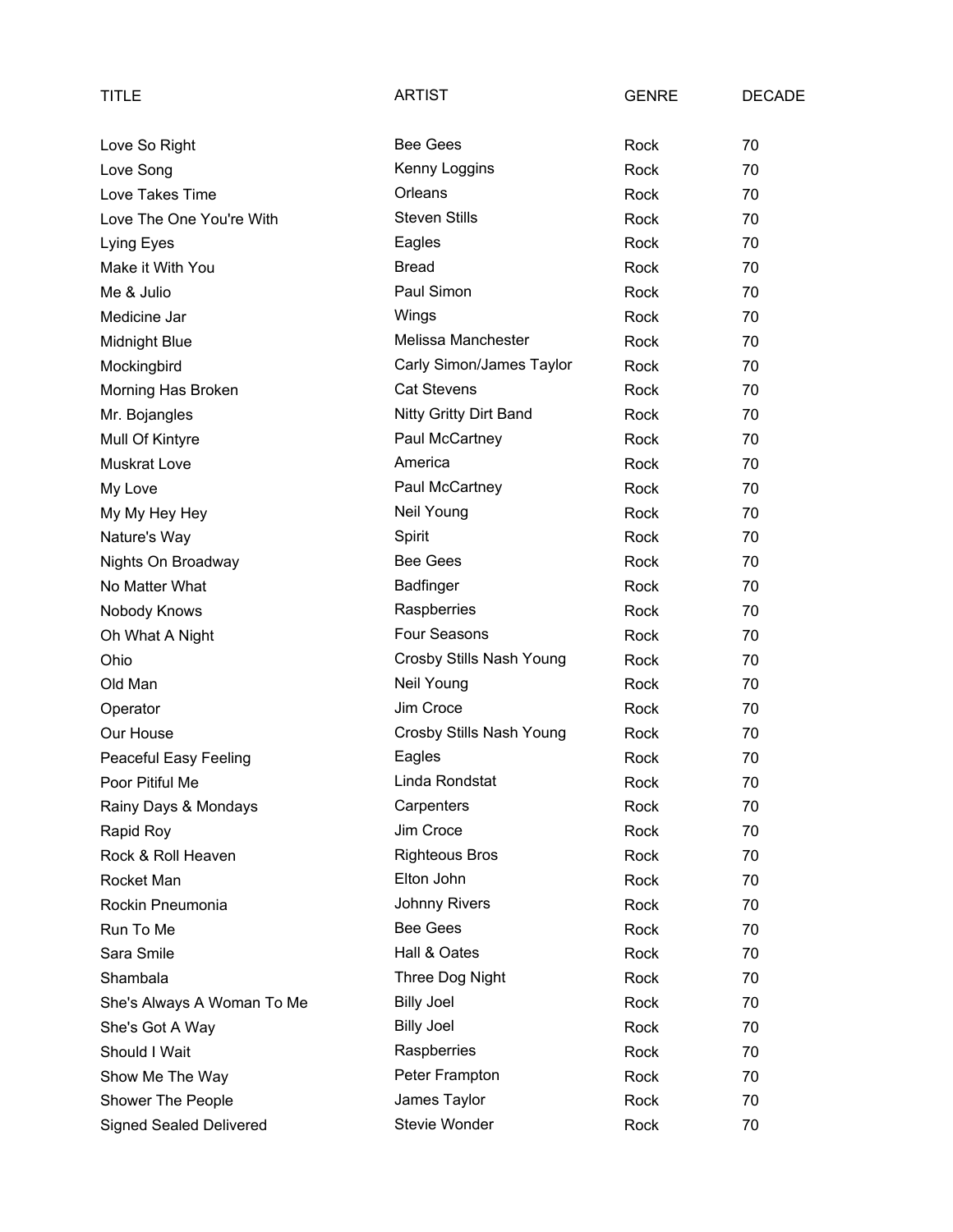| TITLE | ARTIST | GENRE | DECADE |
|---|---|---|---|
| Love So Right | Bee Gees | Rock | 70 |
| Love Song | Kenny Loggins | Rock | 70 |
| Love Takes Time | Orleans | Rock | 70 |
| Love The One You're With | Steven Stills | Rock | 70 |
| Lying Eyes | Eagles | Rock | 70 |
| Make it With You | Bread | Rock | 70 |
| Me & Julio | Paul Simon | Rock | 70 |
| Medicine Jar | Wings | Rock | 70 |
| Midnight Blue | Melissa Manchester | Rock | 70 |
| Mockingbird | Carly Simon/James Taylor | Rock | 70 |
| Morning Has Broken | Cat Stevens | Rock | 70 |
| Mr. Bojangles | Nitty Gritty Dirt Band | Rock | 70 |
| Mull Of Kintyre | Paul McCartney | Rock | 70 |
| Muskrat Love | America | Rock | 70 |
| My Love | Paul McCartney | Rock | 70 |
| My My Hey Hey | Neil Young | Rock | 70 |
| Nature's Way | Spirit | Rock | 70 |
| Nights On Broadway | Bee Gees | Rock | 70 |
| No Matter What | Badfinger | Rock | 70 |
| Nobody Knows | Raspberries | Rock | 70 |
| Oh What A Night | Four Seasons | Rock | 70 |
| Ohio | Crosby Stills Nash Young | Rock | 70 |
| Old Man | Neil Young | Rock | 70 |
| Operator | Jim Croce | Rock | 70 |
| Our House | Crosby Stills Nash Young | Rock | 70 |
| Peaceful Easy Feeling | Eagles | Rock | 70 |
| Poor Pitiful Me | Linda Rondstat | Rock | 70 |
| Rainy Days & Mondays | Carpenters | Rock | 70 |
| Rapid Roy | Jim Croce | Rock | 70 |
| Rock & Roll Heaven | Righteous Bros | Rock | 70 |
| Rocket Man | Elton John | Rock | 70 |
| Rockin Pneumonia | Johnny Rivers | Rock | 70 |
| Run To Me | Bee Gees | Rock | 70 |
| Sara Smile | Hall & Oates | Rock | 70 |
| Shambala | Three Dog Night | Rock | 70 |
| She's Always A Woman To Me | Billy Joel | Rock | 70 |
| She's Got A Way | Billy Joel | Rock | 70 |
| Should I Wait | Raspberries | Rock | 70 |
| Show Me The Way | Peter Frampton | Rock | 70 |
| Shower The People | James Taylor | Rock | 70 |
| Signed Sealed Delivered | Stevie Wonder | Rock | 70 |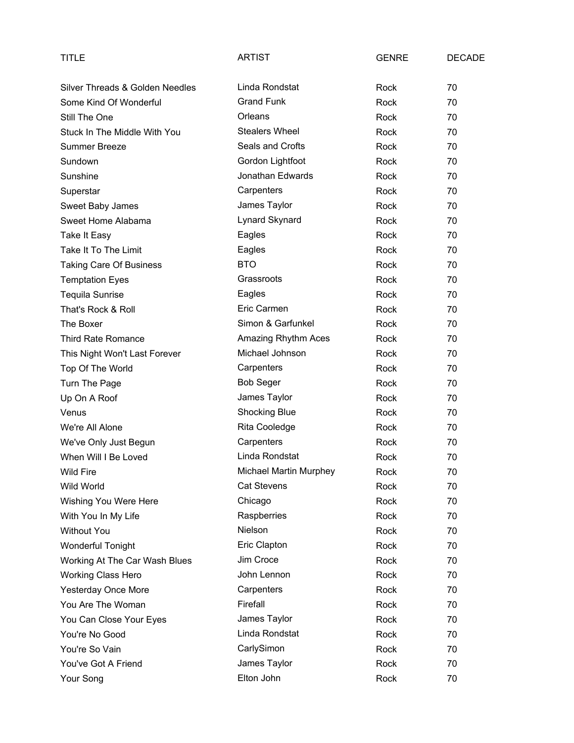| TITLE | ARTIST | GENRE | DECADE |
|---|---|---|---|
| Silver Threads & Golden Needles | Linda Rondstat | Rock | 70 |
| Some Kind Of Wonderful | Grand Funk | Rock | 70 |
| Still The One | Orleans | Rock | 70 |
| Stuck In The Middle With You | Stealers Wheel | Rock | 70 |
| Summer Breeze | Seals and Crofts | Rock | 70 |
| Sundown | Gordon Lightfoot | Rock | 70 |
| Sunshine | Jonathan Edwards | Rock | 70 |
| Superstar | Carpenters | Rock | 70 |
| Sweet Baby James | James Taylor | Rock | 70 |
| Sweet Home Alabama | Lynard Skynard | Rock | 70 |
| Take It Easy | Eagles | Rock | 70 |
| Take It To The Limit | Eagles | Rock | 70 |
| Taking Care Of Business | BTO | Rock | 70 |
| Temptation Eyes | Grassroots | Rock | 70 |
| Tequila Sunrise | Eagles | Rock | 70 |
| That's Rock & Roll | Eric Carmen | Rock | 70 |
| The Boxer | Simon & Garfunkel | Rock | 70 |
| Third Rate Romance | Amazing Rhythm Aces | Rock | 70 |
| This Night Won't Last Forever | Michael Johnson | Rock | 70 |
| Top Of The World | Carpenters | Rock | 70 |
| Turn The Page | Bob Seger | Rock | 70 |
| Up On A Roof | James Taylor | Rock | 70 |
| Venus | Shocking Blue | Rock | 70 |
| We're All Alone | Rita Cooledge | Rock | 70 |
| We've Only Just Begun | Carpenters | Rock | 70 |
| When Will I Be Loved | Linda Rondstat | Rock | 70 |
| Wild Fire | Michael Martin Murphey | Rock | 70 |
| Wild World | Cat Stevens | Rock | 70 |
| Wishing You Were Here | Chicago | Rock | 70 |
| With You In My Life | Raspberries | Rock | 70 |
| Without You | Nielson | Rock | 70 |
| Wonderful Tonight | Eric Clapton | Rock | 70 |
| Working At The Car Wash Blues | Jim Croce | Rock | 70 |
| Working Class Hero | John Lennon | Rock | 70 |
| Yesterday Once More | Carpenters | Rock | 70 |
| You Are The Woman | Firefall | Rock | 70 |
| You Can Close Your Eyes | James Taylor | Rock | 70 |
| You're No Good | Linda Rondstat | Rock | 70 |
| You're So Vain | CarlySimon | Rock | 70 |
| You've Got A Friend | James Taylor | Rock | 70 |
| Your Song | Elton John | Rock | 70 |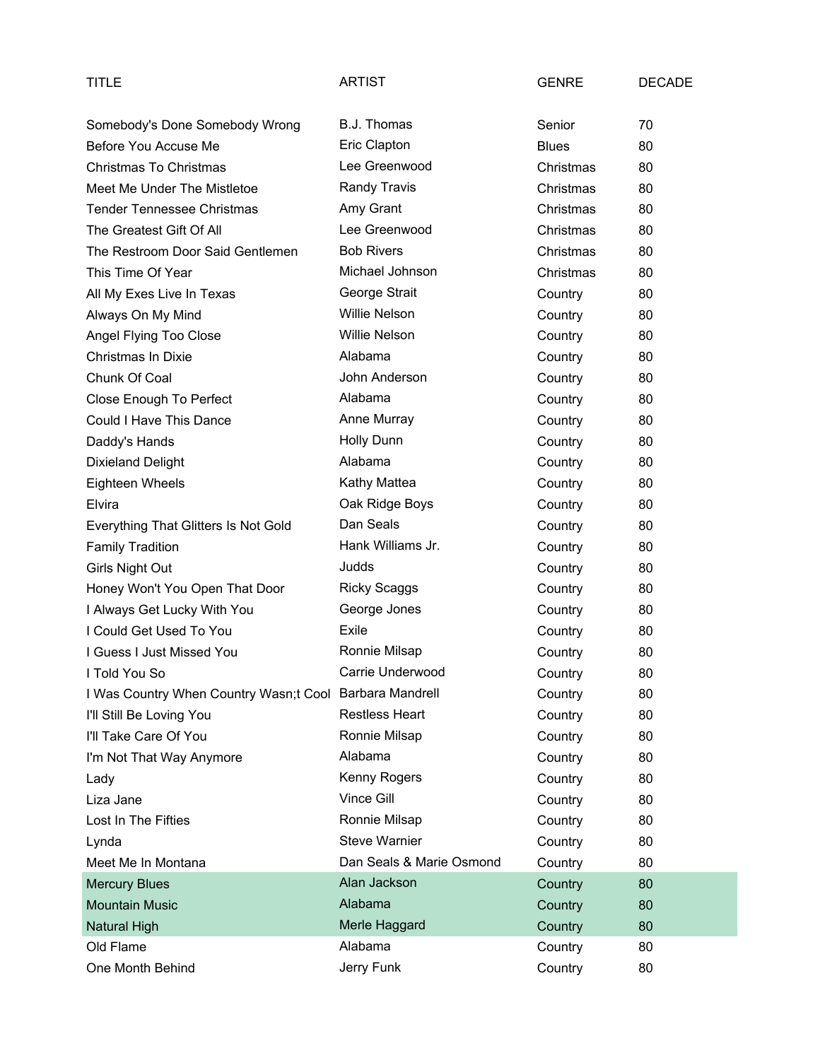| TITLE | ARTIST | GENRE | DECADE |
|---|---|---|---|
| Somebody's Done Somebody Wrong | B.J. Thomas | Senior | 70 |
| Before You Accuse Me | Eric Clapton | Blues | 80 |
| Christmas To Christmas | Lee Greenwood | Christmas | 80 |
| Meet Me Under The Mistletoe | Randy Travis | Christmas | 80 |
| Tender Tennessee Christmas | Amy Grant | Christmas | 80 |
| The Greatest Gift Of All | Lee Greenwood | Christmas | 80 |
| The Restroom Door Said Gentlemen | Bob Rivers | Christmas | 80 |
| This Time Of Year | Michael Johnson | Christmas | 80 |
| All My Exes Live In Texas | George Strait | Country | 80 |
| Always On My Mind | Willie Nelson | Country | 80 |
| Angel Flying Too Close | Willie Nelson | Country | 80 |
| Christmas In Dixie | Alabama | Country | 80 |
| Chunk Of Coal | John Anderson | Country | 80 |
| Close Enough To Perfect | Alabama | Country | 80 |
| Could I Have This Dance | Anne Murray | Country | 80 |
| Daddy's Hands | Holly Dunn | Country | 80 |
| Dixieland Delight | Alabama | Country | 80 |
| Eighteen Wheels | Kathy Mattea | Country | 80 |
| Elvira | Oak Ridge Boys | Country | 80 |
| Everything That Glitters Is Not Gold | Dan Seals | Country | 80 |
| Family Tradition | Hank Williams Jr. | Country | 80 |
| Girls Night Out | Judds | Country | 80 |
| Honey Won't You Open That Door | Ricky Scaggs | Country | 80 |
| I Always Get Lucky With You | George Jones | Country | 80 |
| I Could Get Used To You | Exile | Country | 80 |
| I Guess I Just Missed You | Ronnie Milsap | Country | 80 |
| I Told You So | Carrie Underwood | Country | 80 |
| I Was Country When Country Wasn;t Cool | Barbara Mandrell | Country | 80 |
| I'll Still Be Loving You | Restless Heart | Country | 80 |
| I'll Take Care Of You | Ronnie Milsap | Country | 80 |
| I'm Not That Way Anymore | Alabama | Country | 80 |
| Lady | Kenny Rogers | Country | 80 |
| Liza Jane | Vince Gill | Country | 80 |
| Lost In The Fifties | Ronnie Milsap | Country | 80 |
| Lynda | Steve Warnier | Country | 80 |
| Meet Me In Montana | Dan Seals & Marie Osmond | Country | 80 |
| Mercury Blues | Alan Jackson | Country | 80 |
| Mountain Music | Alabama | Country | 80 |
| Natural High | Merle Haggard | Country | 80 |
| Old Flame | Alabama | Country | 80 |
| One Month Behind | Jerry Funk | Country | 80 |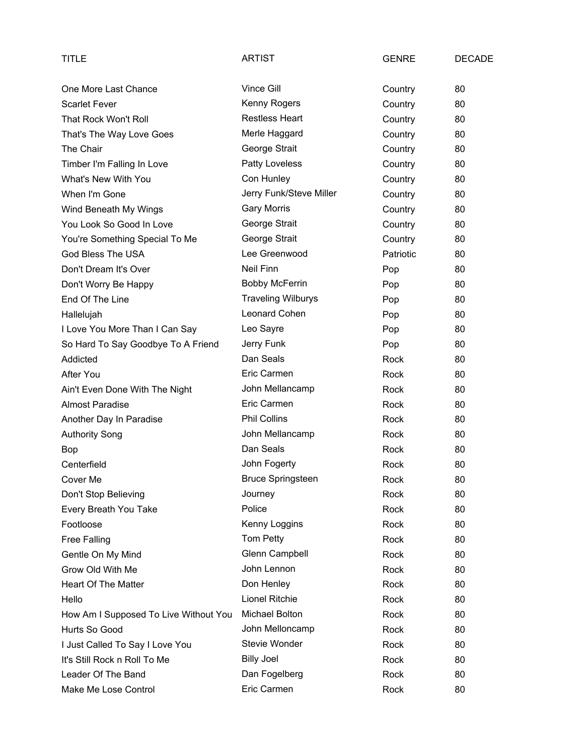| TITLE | ARTIST | GENRE | DECADE |
|---|---|---|---|
| One More Last Chance | Vince Gill | Country | 80 |
| Scarlet Fever | Kenny Rogers | Country | 80 |
| That Rock Won't Roll | Restless Heart | Country | 80 |
| That's The Way Love Goes | Merle Haggard | Country | 80 |
| The Chair | George Strait | Country | 80 |
| Timber I'm Falling In Love | Patty Loveless | Country | 80 |
| What's New With You | Con Hunley | Country | 80 |
| When I'm Gone | Jerry Funk/Steve Miller | Country | 80 |
| Wind Beneath My Wings | Gary Morris | Country | 80 |
| You Look So Good In Love | George Strait | Country | 80 |
| You're Something Special To Me | George Strait | Country | 80 |
| God Bless The USA | Lee Greenwood | Patriotic | 80 |
| Don't Dream It's Over | Neil Finn | Pop | 80 |
| Don't Worry Be Happy | Bobby McFerrin | Pop | 80 |
| End Of The Line | Traveling Wilburys | Pop | 80 |
| Hallelujah | Leonard Cohen | Pop | 80 |
| I Love You More Than I Can Say | Leo Sayre | Pop | 80 |
| So Hard To Say Goodbye To A Friend | Jerry Funk | Pop | 80 |
| Addicted | Dan Seals | Rock | 80 |
| After You | Eric Carmen | Rock | 80 |
| Ain't Even Done With The Night | John Mellancamp | Rock | 80 |
| Almost Paradise | Eric Carmen | Rock | 80 |
| Another Day In Paradise | Phil Collins | Rock | 80 |
| Authority Song | John Mellancamp | Rock | 80 |
| Bop | Dan Seals | Rock | 80 |
| Centerfield | John Fogerty | Rock | 80 |
| Cover Me | Bruce Springsteen | Rock | 80 |
| Don't Stop Believing | Journey | Rock | 80 |
| Every Breath You Take | Police | Rock | 80 |
| Footloose | Kenny Loggins | Rock | 80 |
| Free Falling | Tom Petty | Rock | 80 |
| Gentle On My Mind | Glenn Campbell | Rock | 80 |
| Grow Old With Me | John Lennon | Rock | 80 |
| Heart Of The Matter | Don Henley | Rock | 80 |
| Hello | Lionel Ritchie | Rock | 80 |
| How Am I Supposed To Live Without You | Michael Bolton | Rock | 80 |
| Hurts So Good | John Melloncamp | Rock | 80 |
| I Just Called To Say I Love You | Stevie Wonder | Rock | 80 |
| It's Still Rock n Roll To Me | Billy Joel | Rock | 80 |
| Leader Of The Band | Dan Fogelberg | Rock | 80 |
| Make Me Lose Control | Eric Carmen | Rock | 80 |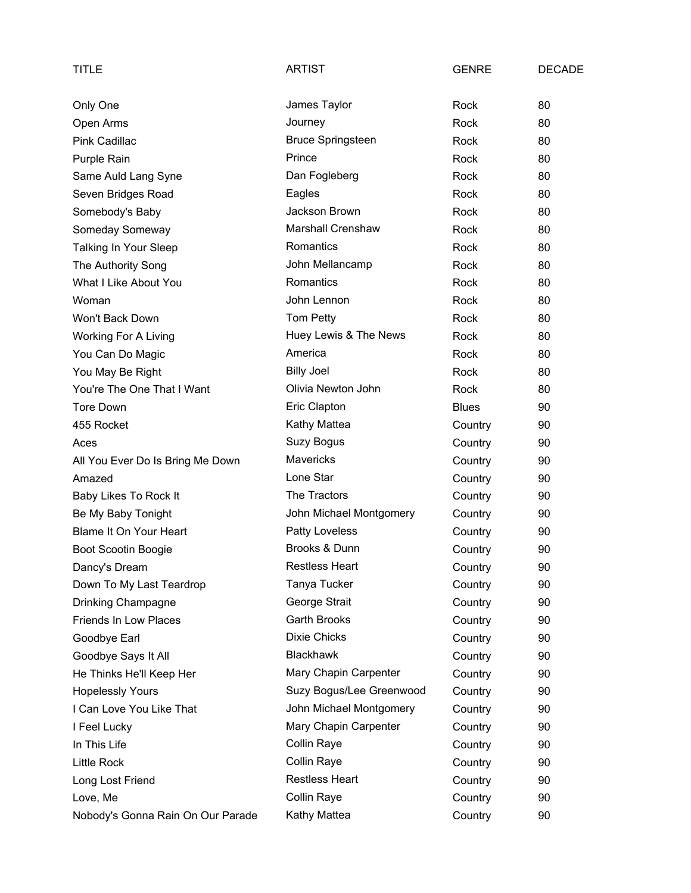| TITLE | ARTIST | GENRE | DECADE |
|---|---|---|---|
| Only One | James Taylor | Rock | 80 |
| Open Arms | Journey | Rock | 80 |
| Pink Cadillac | Bruce Springsteen | Rock | 80 |
| Purple Rain | Prince | Rock | 80 |
| Same Auld Lang Syne | Dan Fogleberg | Rock | 80 |
| Seven Bridges Road | Eagles | Rock | 80 |
| Somebody's Baby | Jackson Brown | Rock | 80 |
| Someday Someway | Marshall Crenshaw | Rock | 80 |
| Talking In Your Sleep | Romantics | Rock | 80 |
| The Authority Song | John Mellancamp | Rock | 80 |
| What I Like About You | Romantics | Rock | 80 |
| Woman | John Lennon | Rock | 80 |
| Won't Back Down | Tom Petty | Rock | 80 |
| Working For A Living | Huey Lewis & The News | Rock | 80 |
| You Can Do Magic | America | Rock | 80 |
| You May Be Right | Billy Joel | Rock | 80 |
| You're The One That I Want | Olivia Newton John | Rock | 80 |
| Tore Down | Eric Clapton | Blues | 90 |
| 455 Rocket | Kathy Mattea | Country | 90 |
| Aces | Suzy Bogus | Country | 90 |
| All You Ever Do Is Bring Me Down | Mavericks | Country | 90 |
| Amazed | Lone Star | Country | 90 |
| Baby Likes To Rock It | The Tractors | Country | 90 |
| Be My Baby Tonight | John Michael Montgomery | Country | 90 |
| Blame It On Your Heart | Patty Loveless | Country | 90 |
| Boot Scootin Boogie | Brooks & Dunn | Country | 90 |
| Dancy's Dream | Restless Heart | Country | 90 |
| Down To My Last Teardrop | Tanya Tucker | Country | 90 |
| Drinking Champagne | George Strait | Country | 90 |
| Friends In Low Places | Garth Brooks | Country | 90 |
| Goodbye Earl | Dixie Chicks | Country | 90 |
| Goodbye Says It All | Blackhawk | Country | 90 |
| He Thinks He'll Keep Her | Mary Chapin Carpenter | Country | 90 |
| Hopelessly Yours | Suzy Bogus/Lee Greenwood | Country | 90 |
| I Can Love You Like That | John Michael Montgomery | Country | 90 |
| I Feel Lucky | Mary Chapin Carpenter | Country | 90 |
| In This Life | Collin Raye | Country | 90 |
| Little Rock | Collin Raye | Country | 90 |
| Long Lost Friend | Restless Heart | Country | 90 |
| Love, Me | Collin Raye | Country | 90 |
| Nobody's Gonna Rain On Our Parade | Kathy Mattea | Country | 90 |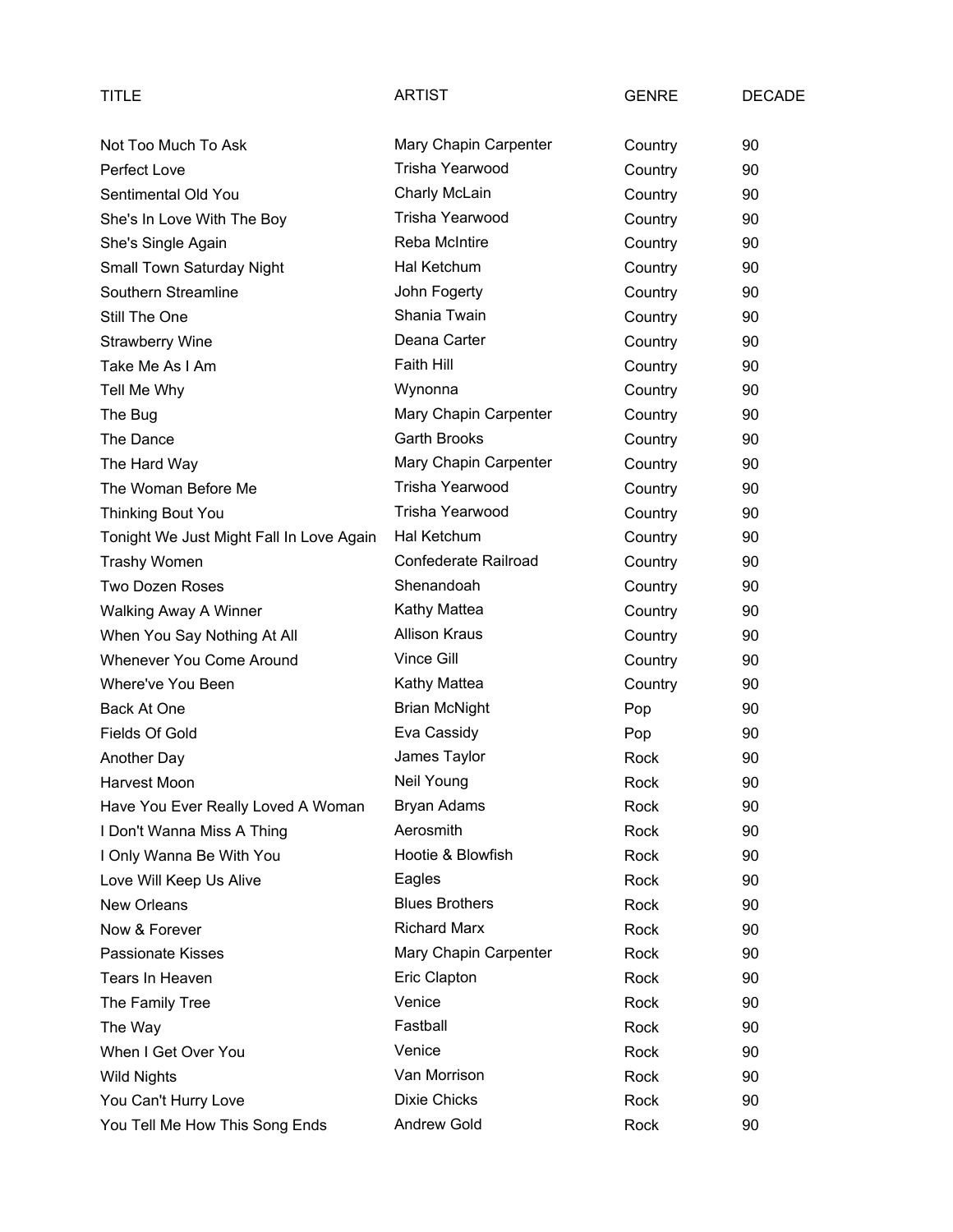| TITLE | ARTIST | GENRE | DECADE |
|---|---|---|---|
| Not Too Much To Ask | Mary Chapin Carpenter | Country | 90 |
| Perfect Love | Trisha Yearwood | Country | 90 |
| Sentimental Old You | Charly McLain | Country | 90 |
| She's In Love With The Boy | Trisha Yearwood | Country | 90 |
| She's Single Again | Reba McIntire | Country | 90 |
| Small Town Saturday Night | Hal Ketchum | Country | 90 |
| Southern Streamline | John Fogerty | Country | 90 |
| Still The One | Shania Twain | Country | 90 |
| Strawberry Wine | Deana Carter | Country | 90 |
| Take Me As I Am | Faith Hill | Country | 90 |
| Tell Me Why | Wynonna | Country | 90 |
| The Bug | Mary Chapin Carpenter | Country | 90 |
| The Dance | Garth Brooks | Country | 90 |
| The Hard Way | Mary Chapin Carpenter | Country | 90 |
| The Woman Before Me | Trisha Yearwood | Country | 90 |
| Thinking Bout You | Trisha Yearwood | Country | 90 |
| Tonight We Just Might Fall In Love Again | Hal Ketchum | Country | 90 |
| Trashy Women | Confederate Railroad | Country | 90 |
| Two Dozen Roses | Shenandoah | Country | 90 |
| Walking Away A Winner | Kathy Mattea | Country | 90 |
| When You Say Nothing At All | Allison Kraus | Country | 90 |
| Whenever You Come Around | Vince Gill | Country | 90 |
| Where've You Been | Kathy Mattea | Country | 90 |
| Back At One | Brian McNight | Pop | 90 |
| Fields Of Gold | Eva Cassidy | Pop | 90 |
| Another Day | James Taylor | Rock | 90 |
| Harvest Moon | Neil Young | Rock | 90 |
| Have You Ever Really Loved A Woman | Bryan Adams | Rock | 90 |
| I Don't Wanna Miss A Thing | Aerosmith | Rock | 90 |
| I Only Wanna Be With You | Hootie & Blowfish | Rock | 90 |
| Love Will Keep Us Alive | Eagles | Rock | 90 |
| New Orleans | Blues Brothers | Rock | 90 |
| Now & Forever | Richard Marx | Rock | 90 |
| Passionate Kisses | Mary Chapin Carpenter | Rock | 90 |
| Tears In Heaven | Eric Clapton | Rock | 90 |
| The Family Tree | Venice | Rock | 90 |
| The Way | Fastball | Rock | 90 |
| When I Get Over You | Venice | Rock | 90 |
| Wild Nights | Van Morrison | Rock | 90 |
| You Can't Hurry Love | Dixie Chicks | Rock | 90 |
| You Tell Me How This Song Ends | Andrew Gold | Rock | 90 |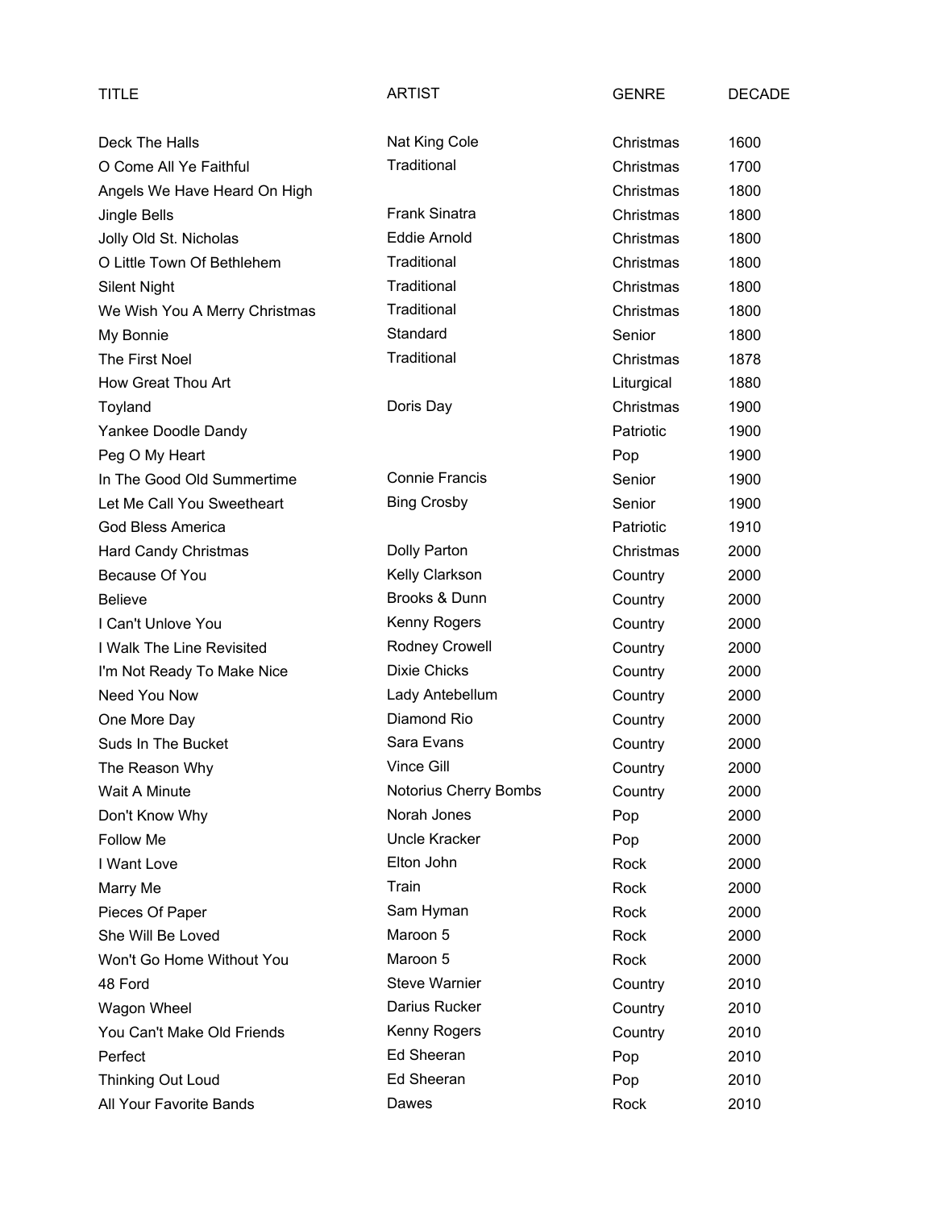| TITLE | ARTIST | GENRE | DECADE |
|---|---|---|---|
| Deck The Halls | Nat King Cole | Christmas | 1600 |
| O Come All Ye Faithful | Traditional | Christmas | 1700 |
| Angels We Have Heard On High | | Christmas | 1800 |
| Jingle Bells | Frank Sinatra | Christmas | 1800 |
| Jolly Old St. Nicholas | Eddie Arnold | Christmas | 1800 |
| O Little Town Of Bethlehem | Traditional | Christmas | 1800 |
| Silent Night | Traditional | Christmas | 1800 |
| We Wish You A Merry Christmas | Traditional | Christmas | 1800 |
| My Bonnie | Standard | Senior | 1800 |
| The First Noel | Traditional | Christmas | 1878 |
| How Great Thou Art | | Liturgical | 1880 |
| Toyland | Doris Day | Christmas | 1900 |
| Yankee Doodle Dandy | | Patriotic | 1900 |
| Peg O My Heart | | Pop | 1900 |
| In The Good Old Summertime | Connie Francis | Senior | 1900 |
| Let Me Call You Sweetheart | Bing Crosby | Senior | 1900 |
| God Bless America | | Patriotic | 1910 |
| Hard Candy Christmas | Dolly Parton | Christmas | 2000 |
| Because Of You | Kelly Clarkson | Country | 2000 |
| Believe | Brooks & Dunn | Country | 2000 |
| I Can't Unlove You | Kenny Rogers | Country | 2000 |
| I Walk The Line Revisited | Rodney Crowell | Country | 2000 |
| I'm Not Ready To Make Nice | Dixie Chicks | Country | 2000 |
| Need You Now | Lady Antebellum | Country | 2000 |
| One More Day | Diamond Rio | Country | 2000 |
| Suds In The Bucket | Sara Evans | Country | 2000 |
| The Reason Why | Vince Gill | Country | 2000 |
| Wait A Minute | Notorius Cherry Bombs | Country | 2000 |
| Don't Know Why | Norah Jones | Pop | 2000 |
| Follow Me | Uncle Kracker | Pop | 2000 |
| I Want Love | Elton John | Rock | 2000 |
| Marry Me | Train | Rock | 2000 |
| Pieces Of Paper | Sam Hyman | Rock | 2000 |
| She Will Be Loved | Maroon 5 | Rock | 2000 |
| Won't Go Home Without You | Maroon 5 | Rock | 2000 |
| 48 Ford | Steve Warnier | Country | 2010 |
| Wagon Wheel | Darius Rucker | Country | 2010 |
| You Can't Make Old Friends | Kenny Rogers | Country | 2010 |
| Perfect | Ed Sheeran | Pop | 2010 |
| Thinking Out Loud | Ed Sheeran | Pop | 2010 |
| All Your Favorite Bands | Dawes | Rock | 2010 |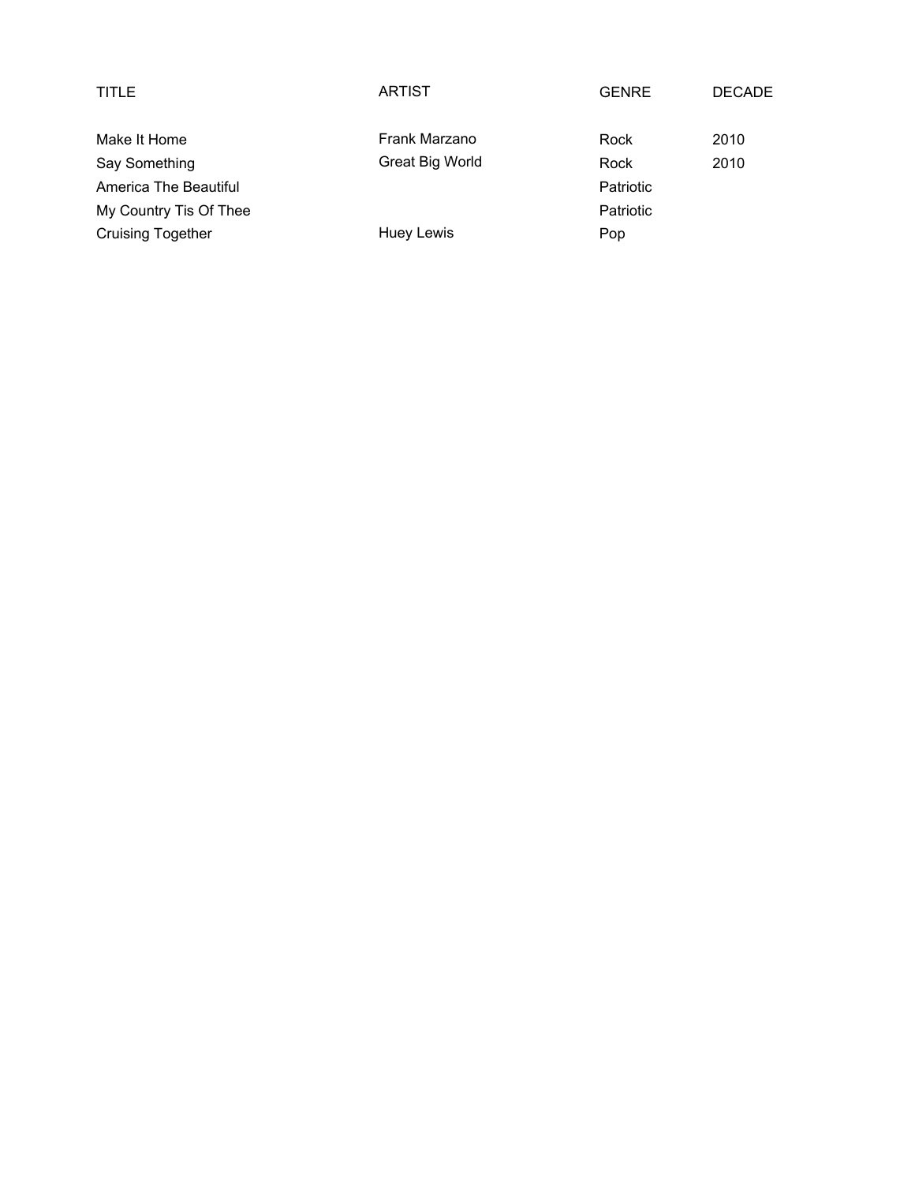| TITLE | ARTIST | GENRE | DECADE |
| --- | --- | --- | --- |
| Make It Home | Frank Marzano | Rock | 2010 |
| Say Something | Great Big World | Rock | 2010 |
| America The Beautiful | | Patriotic | |
| My Country Tis Of Thee | | Patriotic | |
| Cruising Together | Huey Lewis | Pop | |